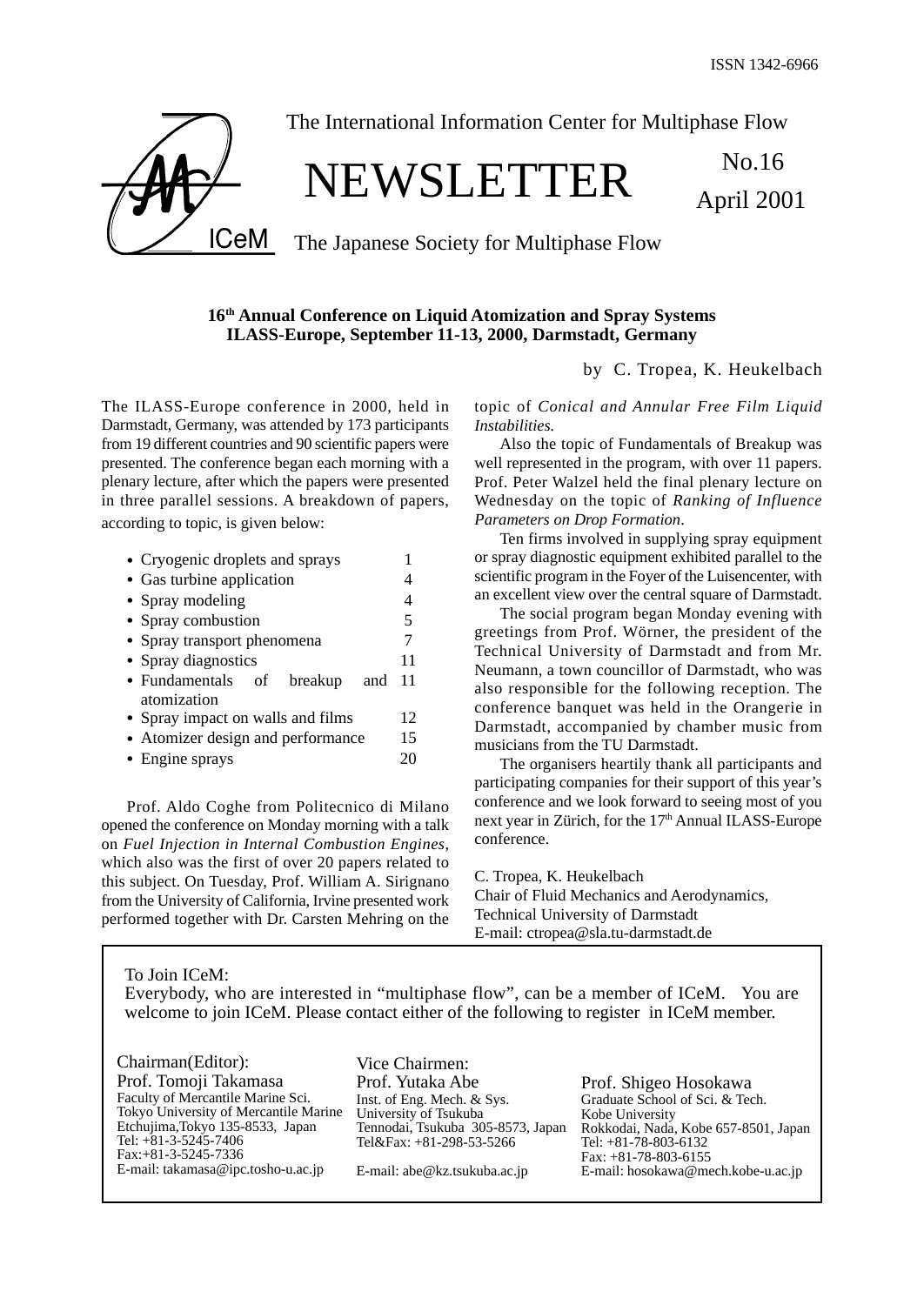ISSN 1342-6966

The International Information Center for Multiphase Flow

# NEWSLETTER

No.16

April 2001

The Japanese Society for Multiphase Flow

## 16th Annual Conference on Liquid Atomization and Spray Systems ILASS-Europe, September 11-13, 2000, Darmstadt, Germany

by C. Tropea, K. Heukelbach

The ILASS-Europe conference in 2000, held in Darmstadt, Germany, was attended by 173 participants from 19 different countries and 90 scientific papers were presented. The conference began each morning with a plenary lecture, after which the papers were presented in three parallel sessions. A breakdown of papers, according to topic, is given below:

| | |
|---|---|
| • Cryogenic droplets and sprays | 1 |
| • Gas turbine application | 4 |
| • Spray modeling | 4 |
| • Spray combustion | 5 |
| • Spray transport phenomena | 7 |
| • Spray diagnostics | 11 |
| • Fundamentals of breakup and atomization | 11 |
| • Spray impact on walls and films | 12 |
| • Atomizer design and performance | 15 |
| • Engine sprays | 20 |

Prof. Aldo Coghe from Politecnico di Milano opened the conference on Monday morning with a talk on *Fuel Injection in Internal Combustion Engines*, which also was the first of over 20 papers related to this subject. On Tuesday, Prof. William A. Sirignano from the University of California, Irvine presented work performed together with Dr. Carsten Mehring on the topic of *Conical and Annular Free Film Liquid Instabilities.*

Also the topic of Fundamentals of Breakup was well represented in the program, with over 11 papers. Prof. Peter Walzel held the final plenary lecture on Wednesday on the topic of *Ranking of Influence Parameters on Drop Formation*.

Ten firms involved in supplying spray equipment or spray diagnostic equipment exhibited parallel to the scientific program in the Foyer of the Luisencenter, with an excellent view over the central square of Darmstadt.

The social program began Monday evening with greetings from Prof. Wörner, the president of the Technical University of Darmstadt and from Mr. Neumann, a town councillor of Darmstadt, who was also responsible for the following reception. The conference banquet was held in the Orangerie in Darmstadt, accompanied by chamber music from musicians from the TU Darmstadt.

The organisers heartily thank all participants and participating companies for their support of this year's conference and we look forward to seeing most of you next year in Zürich, for the 17th Annual ILASS-Europe conference.

C. Tropea, K. Heukelbach
Chair of Fluid Mechanics and Aerodynamics,
Technical University of Darmstadt
E-mail: ctropea@sla.tu-darmstadt.de

---

To Join ICeM:
Everybody, who are interested in "multiphase flow", can be a member of ICeM. You are welcome to join ICeM. Please contact either of the following to register in ICeM member.

Chairman(Editor):
Prof. Tomoji Takamasa
Faculty of Mercantile Marine Sci.
Tokyo University of Mercantile Marine
Etchujima,Tokyo 135-8533, Japan
Tel: +81-3-5245-7406
Fax:+81-3-5245-7336
E-mail: takamasa@ipc.tosho-u.ac.jp

Vice Chairmen:
Prof. Yutaka Abe
Inst. of Eng. Mech. & Sys.
University of Tsukuba
Tennodai, Tsukuba 305-8573, Japan
Tel&Fax: +81-298-53-5266
E-mail: abe@kz.tsukuba.ac.jp

Prof. Shigeo Hosokawa
Graduate School of Sci. & Tech.
Kobe University
Rokkodai, Nada, Kobe 657-8501, Japan
Tel: +81-78-803-6132
Fax: +81-78-803-6155
E-mail: hosokawa@mech.kobe-u.ac.jp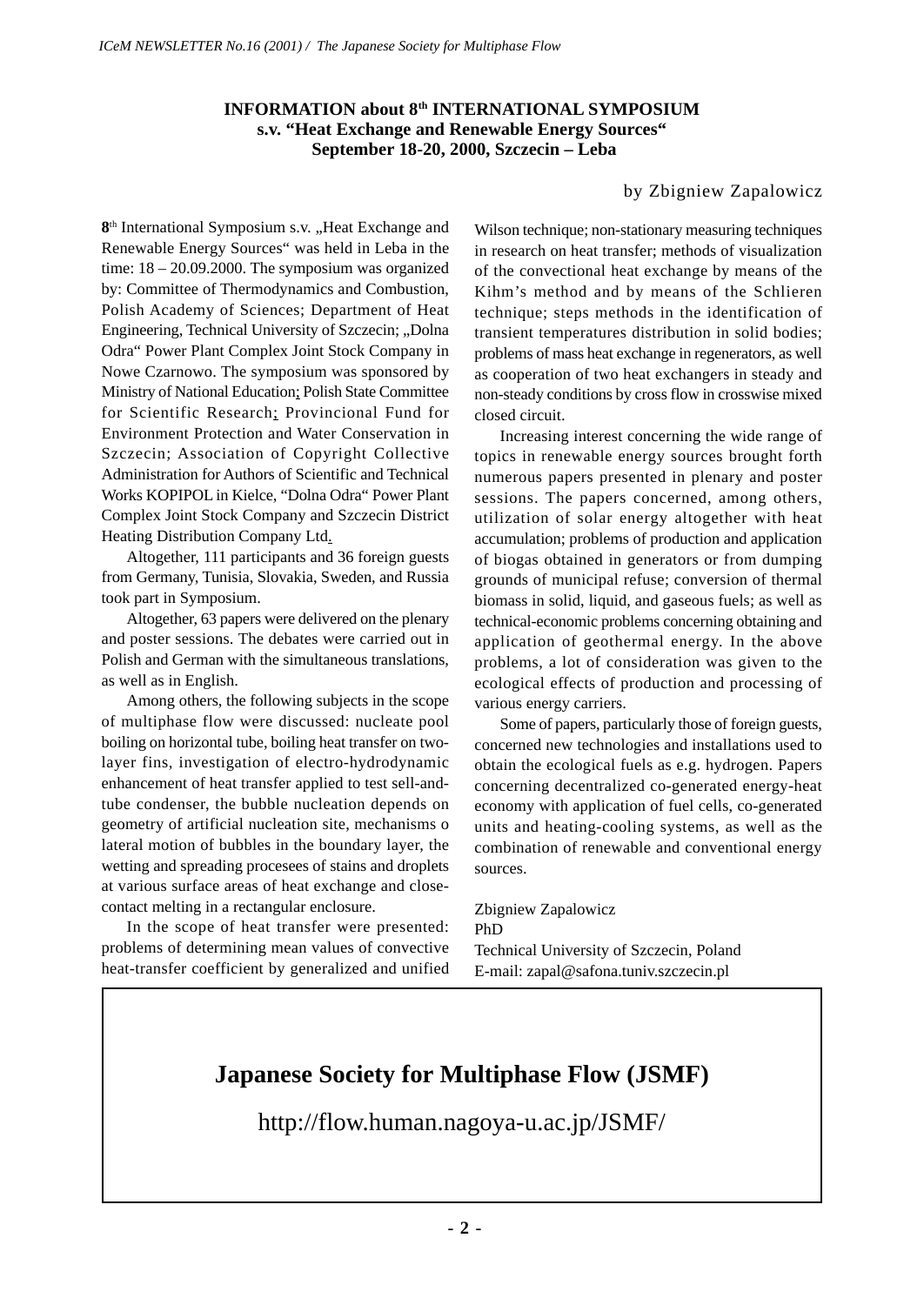### INFORMATION about 8th INTERNATIONAL SYMPOSIUM s.v. "Heat Exchange and Renewable Energy Sources" September 18-20, 2000, Szczecin – Leba

by Zbigniew Zapalowicz

**8**th International Symposium s.v. „Heat Exchange and Renewable Energy Sources" was held in Leba in the time: 18 – 20.09.2000. The symposium was organized by: Committee of Thermodynamics and Combustion, Polish Academy of Sciences; Department of Heat Engineering, Technical University of Szczecin; „Dolna Odra" Power Plant Complex Joint Stock Company in Nowe Czarnowo. The symposium was sponsored by Ministry of National Education; Polish State Committee for Scientific Research; Provincional Fund for Environment Protection and Water Conservation in Szczecin; Association of Copyright Collective Administration for Authors of Scientific and Technical Works KOPIPOL in Kielce, "Dolna Odra" Power Plant Complex Joint Stock Company and Szczecin District Heating Distribution Company Ltd.

Altogether, 111 participants and 36 foreign guests from Germany, Tunisia, Slovakia, Sweden, and Russia took part in Symposium.

Altogether, 63 papers were delivered on the plenary and poster sessions. The debates were carried out in Polish and German with the simultaneous translations, as well as in English.

Among others, the following subjects in the scope of multiphase flow were discussed: nucleate pool boiling on horizontal tube, boiling heat transfer on two-layer fins, investigation of electro-hydrodynamic enhancement of heat transfer applied to test sell-and-tube condenser, the bubble nucleation depends on geometry of artificial nucleation site, mechanisms o lateral motion of bubbles in the boundary layer, the wetting and spreading procesees of stains and droplets at various surface areas of heat exchange and close-contact melting in a rectangular enclosure.

In the scope of heat transfer were presented: problems of determining mean values of convective heat-transfer coefficient by generalized and unified Wilson technique; non-stationary measuring techniques in research on heat transfer; methods of visualization of the convectional heat exchange by means of the Kihm's method and by means of the Schlieren technique; steps methods in the identification of transient temperatures distribution in solid bodies; problems of mass heat exchange in regenerators, as well as cooperation of two heat exchangers in steady and non-steady conditions by cross flow in crosswise mixed closed circuit.

Increasing interest concerning the wide range of topics in renewable energy sources brought forth numerous papers presented in plenary and poster sessions. The papers concerned, among others, utilization of solar energy altogether with heat accumulation; problems of production and application of biogas obtained in generators or from dumping grounds of municipal refuse; conversion of thermal biomass in solid, liquid, and gaseous fuels; as well as technical-economic problems concerning obtaining and application of geothermal energy. In the above problems, a lot of consideration was given to the ecological effects of production and processing of various energy carriers.

Some of papers, particularly those of foreign guests, concerned new technologies and installations used to obtain the ecological fuels as e.g. hydrogen. Papers concerning decentralized co-generated energy-heat economy with application of fuel cells, co-generated units and heating-cooling systems, as well as the combination of renewable and conventional energy sources.

Zbigniew Zapalowicz
PhD
Technical University of Szczecin, Poland
E-mail: zapal@safona.tuniv.szczecin.pl

## Japanese Society for Multiphase Flow (JSMF)

http://flow.human.nagoya-u.ac.jp/JSMF/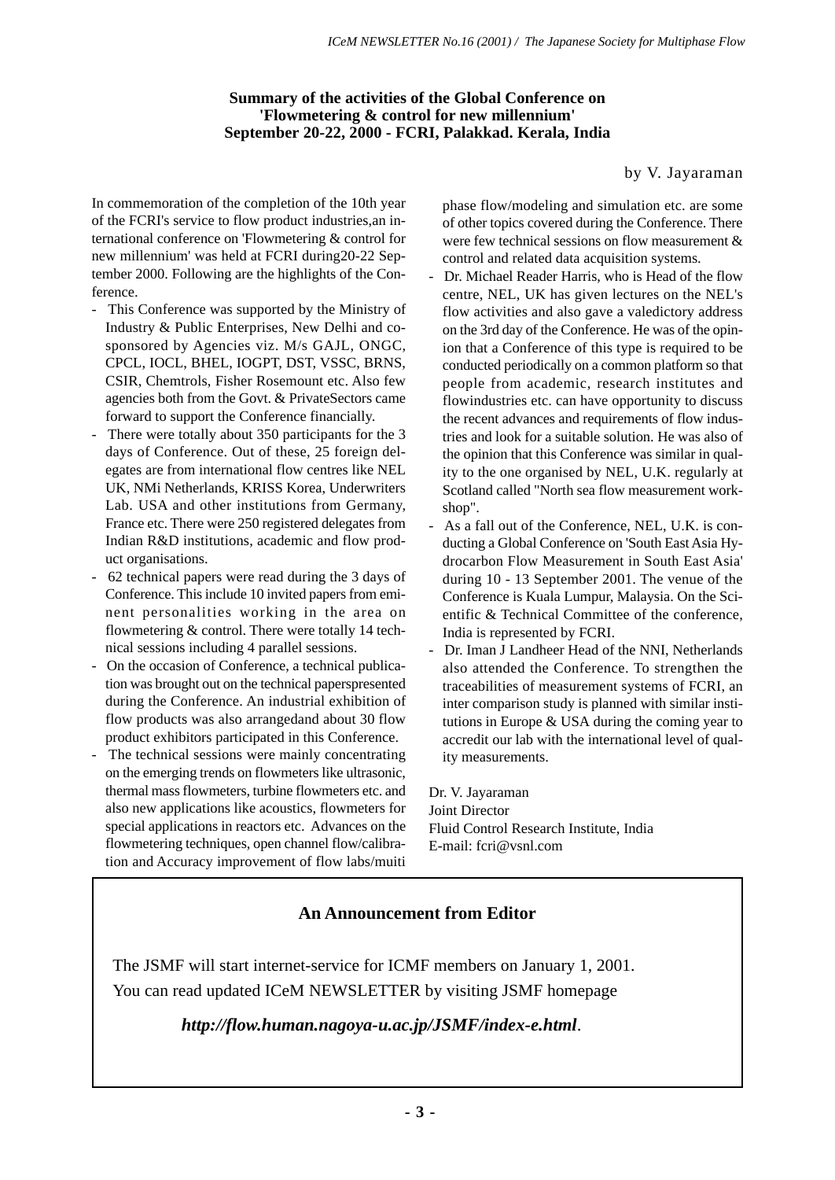**Summary of the activities of the Global Conference on 'Flowmetering & control for new millennium' September 20-22, 2000 - FCRI, Palakkad. Kerala, India**

by V. Jayaraman

In commemoration of the completion of the 10th year of the FCRI's service to flow product industries,an international conference on 'Flowmetering & control for new millennium' was held at FCRI during20-22 September 2000. Following are the highlights of the Conference.

- This Conference was supported by the Ministry of Industry & Public Enterprises, New Delhi and co-sponsored by Agencies viz. M/s GAJL, ONGC, CPCL, IOCL, BHEL, IOGPT, DST, VSSC, BRNS, CSIR, Chemtrols, Fisher Rosemount etc. Also few agencies both from the Govt. & PrivateSectors came forward to support the Conference financially.
- There were totally about 350 participants for the 3 days of Conference. Out of these, 25 foreign delegates are from international flow centres like NEL UK, NMi Netherlands, KRISS Korea, Underwriters Lab. USA and other institutions from Germany, France etc. There were 250 registered delegates from Indian R&D institutions, academic and flow product organisations.
- 62 technical papers were read during the 3 days of Conference. This include 10 invited papers from eminent personalities working in the area on flowmetering & control. There were totally 14 technical sessions including 4 parallel sessions.
- On the occasion of Conference, a technical publication was brought out on the technical paperspresented during the Conference. An industrial exhibition of flow products was also arrangedand about 30 flow product exhibitors participated in this Conference.
- The technical sessions were mainly concentrating on the emerging trends on flowmeters like ultrasonic, thermal mass flowmeters, turbine flowmeters etc. and also new applications like acoustics, flowmeters for special applications in reactors etc. Advances on the flowmetering techniques, open channel flow/calibration and Accuracy improvement of flow labs/muiti phase flow/modeling and simulation etc. are some of other topics covered during the Conference. There were few technical sessions on flow measurement & control and related data acquisition systems.
- Dr. Michael Reader Harris, who is Head of the flow centre, NEL, UK has given lectures on the NEL's flow activities and also gave a valedictory address on the 3rd day of the Conference. He was of the opinion that a Conference of this type is required to be conducted periodically on a common platform so that people from academic, research institutes and flowindustries etc. can have opportunity to discuss the recent advances and requirements of flow industries and look for a suitable solution. He was also of the opinion that this Conference was similar in quality to the one organised by NEL, U.K. regularly at Scotland called "North sea flow measurement workshop".
- As a fall out of the Conference, NEL, U.K. is conducting a Global Conference on 'South East Asia Hydrocarbon Flow Measurement in South East Asia' during 10 - 13 September 2001. The venue of the Conference is Kuala Lumpur, Malaysia. On the Scientific & Technical Committee of the conference, India is represented by FCRI.
- Dr. Iman J Landheer Head of the NNI, Netherlands also attended the Conference. To strengthen the traceabilities of measurement systems of FCRI, an inter comparison study is planned with similar institutions in Europe & USA during the coming year to accredit our lab with the international level of quality measurements.

Dr. V. Jayaraman
Joint Director
Fluid Control Research Institute, India
E-mail: fcri@vsnl.com

## An Announcement from Editor

The JSMF will start internet-service for ICMF members on January 1, 2001. You can read updated ICeM NEWSLETTER by visiting JSMF homepage

***http://flow.human.nagoya-u.ac.jp/JSMF/index-e.html***.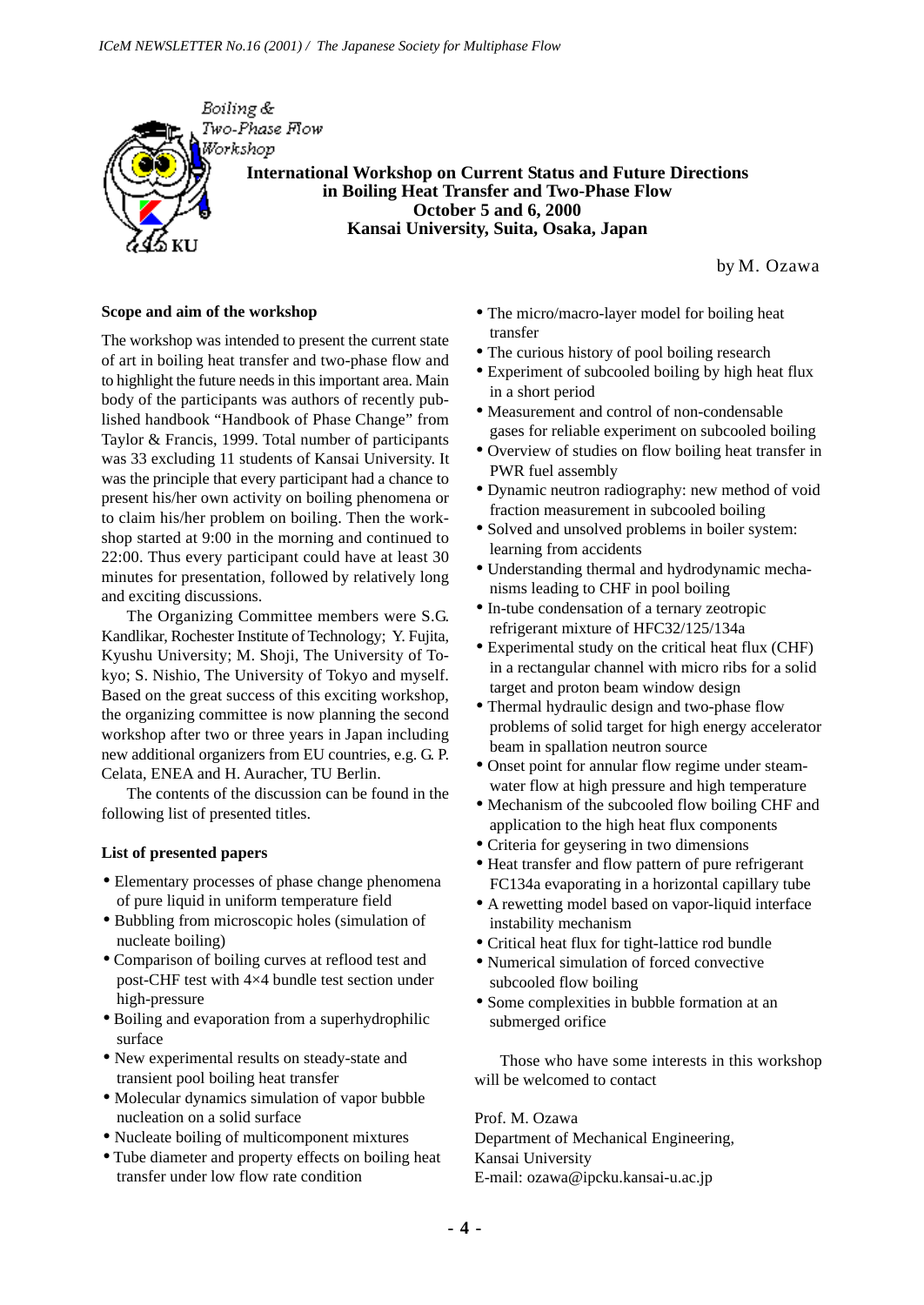Boiling & Two-Phase Flow Workshop

# International Workshop on Current Status and Future Directions in Boiling Heat Transfer and Two-Phase Flow

**October 5 and 6, 2000**

**Kansai University, Suita, Osaka, Japan**

by M. Ozawa

### Scope and aim of the workshop

The workshop was intended to present the current state of art in boiling heat transfer and two-phase flow and to highlight the future needs in this important area. Main body of the participants was authors of recently published handbook "Handbook of Phase Change" from Taylor & Francis, 1999. Total number of participants was 33 excluding 11 students of Kansai University. It was the principle that every participant had a chance to present his/her own activity on boiling phenomena or to claim his/her problem on boiling. Then the workshop started at 9:00 in the morning and continued to 22:00. Thus every participant could have at least 30 minutes for presentation, followed by relatively long and exciting discussions.

The Organizing Committee members were S.G. Kandlikar, Rochester Institute of Technology; Y. Fujita, Kyushu University; M. Shoji, The University of Tokyo; S. Nishio, The University of Tokyo and myself. Based on the great success of this exciting workshop, the organizing committee is now planning the second workshop after two or three years in Japan including new additional organizers from EU countries, e.g. G. P. Celata, ENEA and H. Auracher, TU Berlin.

The contents of the discussion can be found in the following list of presented titles.

### List of presented papers

- Elementary processes of phase change phenomena of pure liquid in uniform temperature field
- Bubbling from microscopic holes (simulation of nucleate boiling)
- Comparison of boiling curves at reflood test and post-CHF test with 4×4 bundle test section under high-pressure
- Boiling and evaporation from a superhydrophilic surface
- New experimental results on steady-state and transient pool boiling heat transfer
- Molecular dynamics simulation of vapor bubble nucleation on a solid surface
- Nucleate boiling of multicomponent mixtures
- Tube diameter and property effects on boiling heat transfer under low flow rate condition
- The micro/macro-layer model for boiling heat transfer
- The curious history of pool boiling research
- Experiment of subcooled boiling by high heat flux in a short period
- Measurement and control of non-condensable gases for reliable experiment on subcooled boiling
- Overview of studies on flow boiling heat transfer in PWR fuel assembly
- Dynamic neutron radiography: new method of void fraction measurement in subcooled boiling
- Solved and unsolved problems in boiler system: learning from accidents
- Understanding thermal and hydrodynamic mechanisms leading to CHF in pool boiling
- In-tube condensation of a ternary zeotropic refrigerant mixture of HFC32/125/134a
- Experimental study on the critical heat flux (CHF) in a rectangular channel with micro ribs for a solid target and proton beam window design
- Thermal hydraulic design and two-phase flow problems of solid target for high energy accelerator beam in spallation neutron source
- Onset point for annular flow regime under steam-water flow at high pressure and high temperature
- Mechanism of the subcooled flow boiling CHF and application to the high heat flux components
- Criteria for geysering in two dimensions
- Heat transfer and flow pattern of pure refrigerant FC134a evaporating in a horizontal capillary tube
- A rewetting model based on vapor-liquid interface instability mechanism
- Critical heat flux for tight-lattice rod bundle
- Numerical simulation of forced convective subcooled flow boiling
- Some complexities in bubble formation at an submerged orifice

Those who have some interests in this workshop will be welcomed to contact

Prof. M. Ozawa
Department of Mechanical Engineering,
Kansai University
E-mail: ozawa@ipcku.kansai-u.ac.jp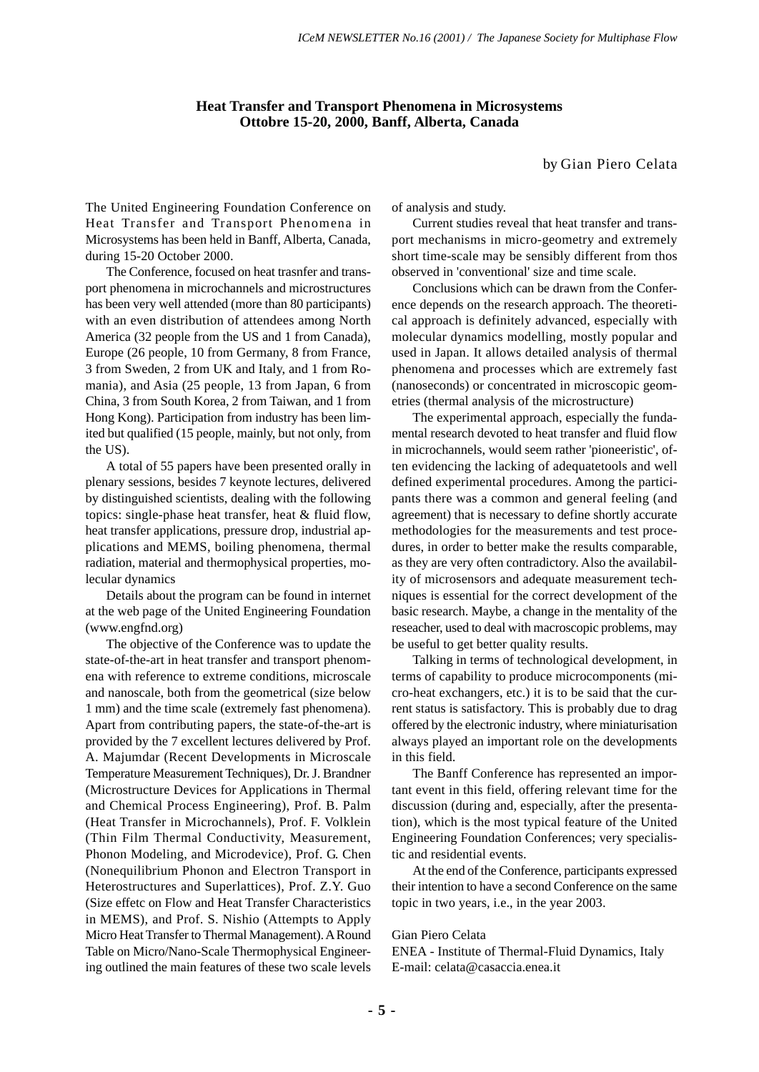## Heat Transfer and Transport Phenomena in Microsystems
## Ottobre 15-20, 2000, Banff, Alberta, Canada

by Gian Piero Celata

The United Engineering Foundation Conference on Heat Transfer and Transport Phenomena in Microsystems has been held in Banff, Alberta, Canada, during 15-20 October 2000.

The Conference, focused on heat trasnfer and transport phenomena in microchannels and microstructures has been very well attended (more than 80 participants) with an even distribution of attendees among North America (32 people from the US and 1 from Canada), Europe (26 people, 10 from Germany, 8 from France, 3 from Sweden, 2 from UK and Italy, and 1 from Romania), and Asia (25 people, 13 from Japan, 6 from China, 3 from South Korea, 2 from Taiwan, and 1 from Hong Kong). Participation from industry has been limited but qualified (15 people, mainly, but not only, from the US).

A total of 55 papers have been presented orally in plenary sessions, besides 7 keynote lectures, delivered by distinguished scientists, dealing with the following topics: single-phase heat transfer, heat & fluid flow, heat transfer applications, pressure drop, industrial applications and MEMS, boiling phenomena, thermal radiation, material and thermophysical properties, molecular dynamics

Details about the program can be found in internet at the web page of the United Engineering Foundation (www.engfnd.org)

The objective of the Conference was to update the state-of-the-art in heat transfer and transport phenomena with reference to extreme conditions, microscale and nanoscale, both from the geometrical (size below 1 mm) and the time scale (extremely fast phenomena). Apart from contributing papers, the state-of-the-art is provided by the 7 excellent lectures delivered by Prof. A. Majumdar (Recent Developments in Microscale Temperature Measurement Techniques), Dr. J. Brandner (Microstructure Devices for Applications in Thermal and Chemical Process Engineering), Prof. B. Palm (Heat Transfer in Microchannels), Prof. F. Volklein (Thin Film Thermal Conductivity, Measurement, Phonon Modeling, and Microdevice), Prof. G. Chen (Nonequilibrium Phonon and Electron Transport in Heterostructures and Superlattices), Prof. Z.Y. Guo (Size effetc on Flow and Heat Transfer Characteristics in MEMS), and Prof. S. Nishio (Attempts to Apply Micro Heat Transfer to Thermal Management). A Round Table on Micro/Nano-Scale Thermophysical Engineering outlined the main features of these two scale levels of analysis and study.

Current studies reveal that heat transfer and transport mechanisms in micro-geometry and extremely short time-scale may be sensibly different from thos observed in 'conventional' size and time scale.

Conclusions which can be drawn from the Conference depends on the research approach. The theoretical approach is definitely advanced, especially with molecular dynamics modelling, mostly popular and used in Japan. It allows detailed analysis of thermal phenomena and processes which are extremely fast (nanoseconds) or concentrated in microscopic geometries (thermal analysis of the microstructure)

The experimental approach, especially the fundamental research devoted to heat transfer and fluid flow in microchannels, would seem rather 'pioneeristic', often evidencing the lacking of adequatetools and well defined experimental procedures. Among the participants there was a common and general feeling (and agreement) that is necessary to define shortly accurate methodologies for the measurements and test procedures, in order to better make the results comparable, as they are very often contradictory. Also the availability of microsensors and adequate measurement techniques is essential for the correct development of the basic research. Maybe, a change in the mentality of the reseacher, used to deal with macroscopic problems, may be useful to get better quality results.

Talking in terms of technological development, in terms of capability to produce microcomponents (micro-heat exchangers, etc.) it is to be said that the current status is satisfactory. This is probably due to drag offered by the electronic industry, where miniaturisation always played an important role on the developments in this field.

The Banff Conference has represented an important event in this field, offering relevant time for the discussion (during and, especially, after the presentation), which is the most typical feature of the United Engineering Foundation Conferences; very specialistic and residential events.

At the end of the Conference, participants expressed their intention to have a second Conference on the same topic in two years, i.e., in the year 2003.

Gian Piero Celata
ENEA - Institute of Thermal-Fluid Dynamics, Italy
E-mail: celata@casaccia.enea.it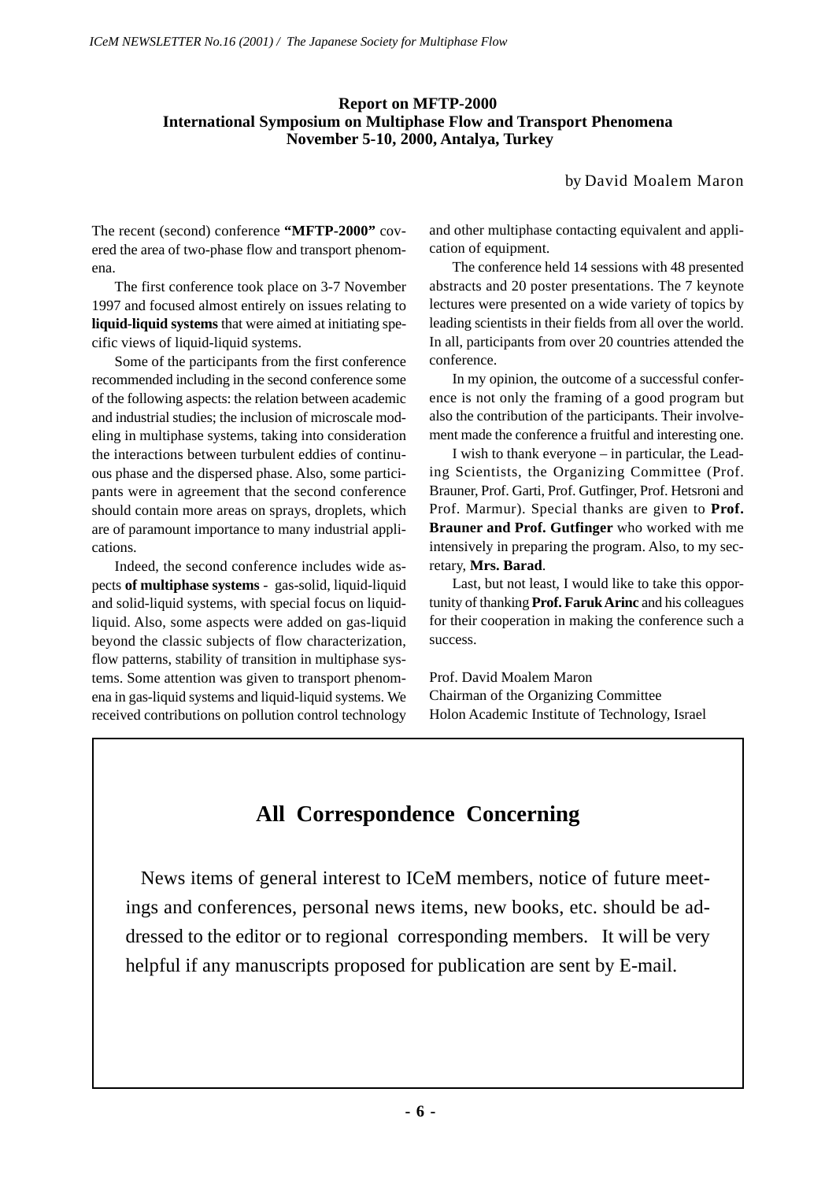## Report on MFTP-2000
## International Symposium on Multiphase Flow and Transport Phenomena
## November 5-10, 2000, Antalya, Turkey

by David Moalem Maron

The recent (second) conference **"MFTP-2000"** covered the area of two-phase flow and transport phenomena.

The first conference took place on 3-7 November 1997 and focused almost entirely on issues relating to **liquid-liquid systems** that were aimed at initiating specific views of liquid-liquid systems.

Some of the participants from the first conference recommended including in the second conference some of the following aspects: the relation between academic and industrial studies; the inclusion of microscale modeling in multiphase systems, taking into consideration the interactions between turbulent eddies of continuous phase and the dispersed phase. Also, some participants were in agreement that the second conference should contain more areas on sprays, droplets, which are of paramount importance to many industrial applications.

Indeed, the second conference includes wide aspects **of multiphase systems** - gas-solid, liquid-liquid and solid-liquid systems, with special focus on liquid-liquid. Also, some aspects were added on gas-liquid beyond the classic subjects of flow characterization, flow patterns, stability of transition in multiphase systems. Some attention was given to transport phenomena in gas-liquid systems and liquid-liquid systems. We received contributions on pollution control technology and other multiphase contacting equivalent and application of equipment.

The conference held 14 sessions with 48 presented abstracts and 20 poster presentations. The 7 keynote lectures were presented on a wide variety of topics by leading scientists in their fields from all over the world. In all, participants from over 20 countries attended the conference.

In my opinion, the outcome of a successful conference is not only the framing of a good program but also the contribution of the participants. Their involvement made the conference a fruitful and interesting one.

I wish to thank everyone – in particular, the Leading Scientists, the Organizing Committee (Prof. Brauner, Prof. Garti, Prof. Gutfinger, Prof. Hetsroni and Prof. Marmur). Special thanks are given to **Prof. Brauner and Prof. Gutfinger** who worked with me intensively in preparing the program. Also, to my secretary, **Mrs. Barad**.

Last, but not least, I would like to take this opportunity of thanking **Prof. Faruk Arinc** and his colleagues for their cooperation in making the conference such a success.

Prof. David Moalem Maron
Chairman of the Organizing Committee
Holon Academic Institute of Technology, Israel

## All Correspondence Concerning

News items of general interest to ICeM members, notice of future meetings and conferences, personal news items, new books, etc. should be addressed to the editor or to regional corresponding members. It will be very helpful if any manuscripts proposed for publication are sent by E-mail.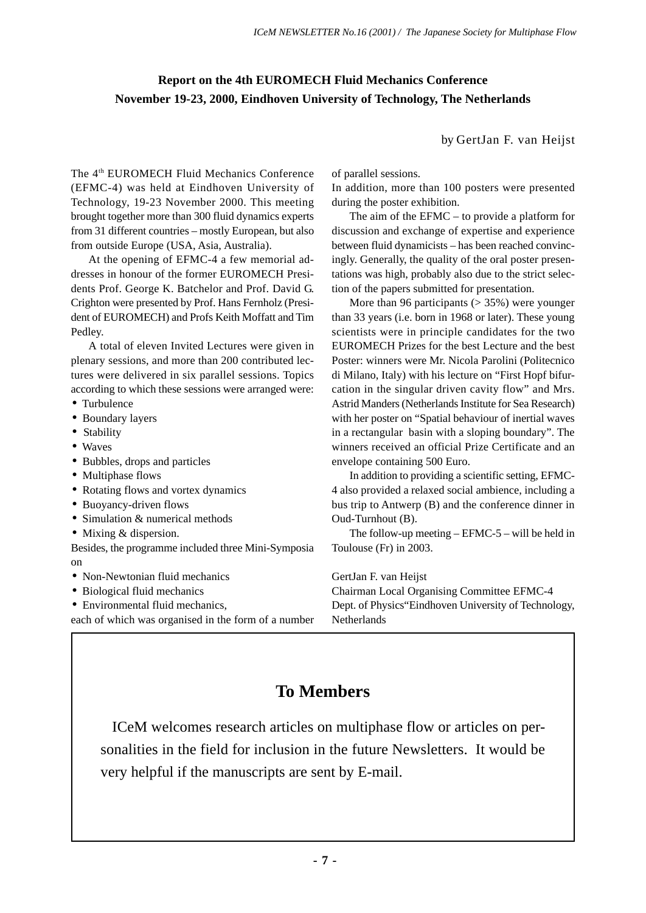## Report on the 4th EUROMECH Fluid Mechanics Conference
## November 19-23, 2000, Eindhoven University of Technology, The Netherlands

by GertJan F. van Heijst

The 4th EUROMECH Fluid Mechanics Conference (EFMC-4) was held at Eindhoven University of Technology, 19-23 November 2000. This meeting brought together more than 300 fluid dynamics experts from 31 different countries – mostly European, but also from outside Europe (USA, Asia, Australia).

At the opening of EFMC-4 a few memorial addresses in honour of the former EUROMECH Presidents Prof. George K. Batchelor and Prof. David G. Crighton were presented by Prof. Hans Fernholz (President of EUROMECH) and Profs Keith Moffatt and Tim Pedley.

A total of eleven Invited Lectures were given in plenary sessions, and more than 200 contributed lectures were delivered in six parallel sessions. Topics according to which these sessions were arranged were:

- Turbulence
- Boundary layers
- Stability
- Waves
- Bubbles, drops and particles
- Multiphase flows
- Rotating flows and vortex dynamics
- Buoyancy-driven flows
- Simulation & numerical methods
- Mixing & dispersion.

Besides, the programme included three Mini-Symposia on

- Non-Newtonian fluid mechanics
- Biological fluid mechanics
- Environmental fluid mechanics,

each of which was organised in the form of a number of parallel sessions.

In addition, more than 100 posters were presented during the poster exhibition.

The aim of the EFMC – to provide a platform for discussion and exchange of expertise and experience between fluid dynamicists – has been reached convincingly. Generally, the quality of the oral poster presentations was high, probably also due to the strict selection of the papers submitted for presentation.

More than 96 participants (> 35%) were younger than 33 years (i.e. born in 1968 or later). These young scientists were in principle candidates for the two EUROMECH Prizes for the best Lecture and the best Poster: winners were Mr. Nicola Parolini (Politecnico di Milano, Italy) with his lecture on "First Hopf bifurcation in the singular driven cavity flow" and Mrs. Astrid Manders (Netherlands Institute for Sea Research) with her poster on "Spatial behaviour of inertial waves in a rectangular basin with a sloping boundary". The winners received an official Prize Certificate and an envelope containing 500 Euro.

In addition to providing a scientific setting, EFMC-4 also provided a relaxed social ambience, including a bus trip to Antwerp (B) and the conference dinner in Oud-Turnhout (B).

The follow-up meeting – EFMC-5 – will be held in Toulouse (Fr) in 2003.

GertJan F. van Heijst
Chairman Local Organising Committee EFMC-4
Dept. of Physics"Eindhoven University of Technology, Netherlands

## To Members

ICeM welcomes research articles on multiphase flow or articles on personalities in the field for inclusion in the future Newsletters. It would be very helpful if the manuscripts are sent by E-mail.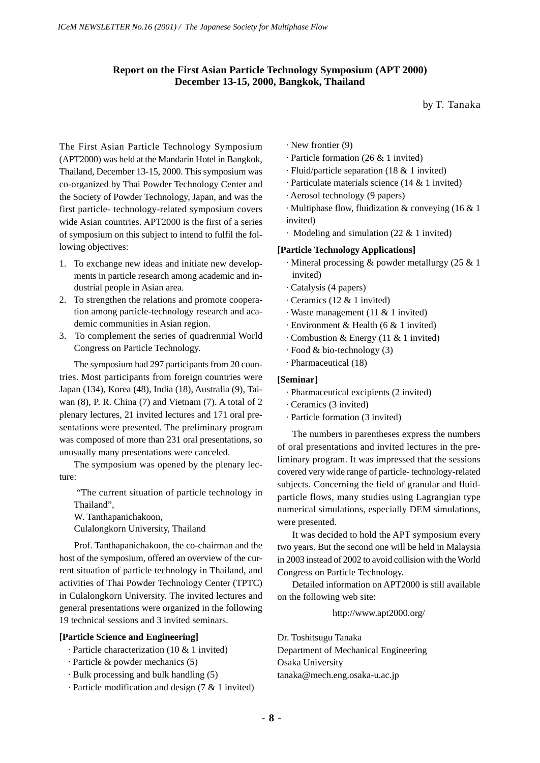# Report on the First Asian Particle Technology Symposium (APT 2000) December 13-15, 2000, Bangkok, Thailand

by T. Tanaka

The First Asian Particle Technology Symposium (APT2000) was held at the Mandarin Hotel in Bangkok, Thailand, December 13-15, 2000. This symposium was co-organized by Thai Powder Technology Center and the Society of Powder Technology, Japan, and was the first particle- technology-related symposium covers wide Asian countries. APT2000 is the first of a series of symposium on this subject to intend to fulfil the following objectives:

1. To exchange new ideas and initiate new developments in particle research among academic and industrial people in Asian area.
2. To strengthen the relations and promote cooperation among particle-technology research and academic communities in Asian region.
3. To complement the series of quadrennial World Congress on Particle Technology.

The symposium had 297 participants from 20 countries. Most participants from foreign countries were Japan (134), Korea (48), India (18), Australia (9), Taiwan (8), P. R. China (7) and Vietnam (7). A total of 2 plenary lectures, 21 invited lectures and 171 oral presentations were presented. The preliminary program was composed of more than 231 oral presentations, so unusually many presentations were canceled.

The symposium was opened by the plenary lecture:

"The current situation of particle technology in Thailand",
W. Tanthapanichakoon,
Culalongkorn University, Thailand

Prof. Tanthapanichakoon, the co-chairman and the host of the symposium, offered an overview of the current situation of particle technology in Thailand, and activities of Thai Powder Technology Center (TPTC) in Culalongkorn University. The invited lectures and general presentations were organized in the following 19 technical sessions and 3 invited seminars.

**[Particle Science and Engineering]**

- · Particle characterization (10 & 1 invited)
- · Particle & powder mechanics (5)
- · Bulk processing and bulk handling (5)
- · Particle modification and design (7 & 1 invited)
- · New frontier (9)
- · Particle formation (26 & 1 invited)
- · Fluid/particle separation (18 & 1 invited)
- · Particulate materials science (14 & 1 invited)
- · Aerosol technology (9 papers)
- · Multiphase flow, fluidization & conveying (16 & 1 invited)
- · Modeling and simulation (22 & 1 invited)

**[Particle Technology Applications]**

- · Mineral processing & powder metallurgy (25 & 1 invited)
- · Catalysis (4 papers)
- · Ceramics (12 & 1 invited)
- · Waste management (11 & 1 invited)
- · Environment & Health (6 & 1 invited)
- · Combustion & Energy (11 & 1 invited)
- · Food & bio-technology (3)
- · Pharmaceutical (18)

**[Seminar]**

- · Pharmaceutical excipients (2 invited)
- · Ceramics (3 invited)
- · Particle formation (3 invited)

The numbers in parentheses express the numbers of oral presentations and invited lectures in the preliminary program. It was impressed that the sessions covered very wide range of particle- technology-related subjects. Concerning the field of granular and fluid-particle flows, many studies using Lagrangian type numerical simulations, especially DEM simulations, were presented.

It was decided to hold the APT symposium every two years. But the second one will be held in Malaysia in 2003 instead of 2002 to avoid collision with the World Congress on Particle Technology.

Detailed information on APT2000 is still available on the following web site:

http://www.apt2000.org/

Dr. Toshitsugu Tanaka
Department of Mechanical Engineering
Osaka University
tanaka@mech.eng.osaka-u.ac.jp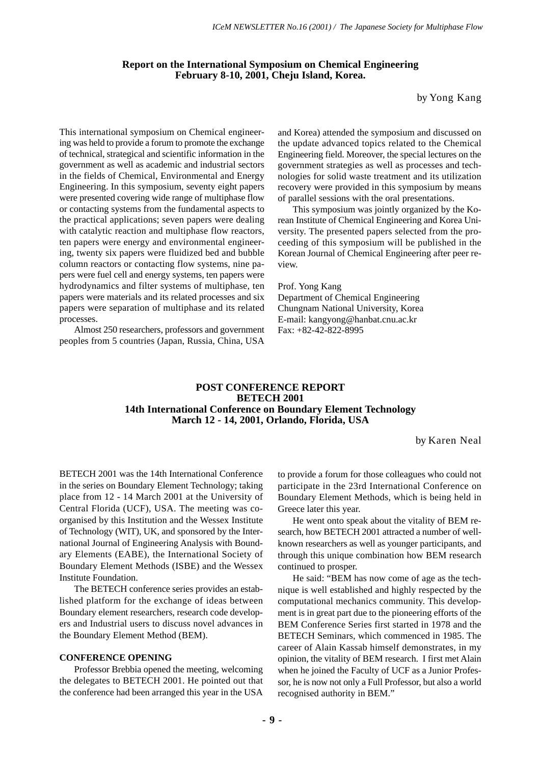## Report on the International Symposium on Chemical Engineering February 8-10, 2001, Cheju Island, Korea.

by Yong Kang

This international symposium on Chemical engineering was held to provide a forum to promote the exchange of technical, strategical and scientific information in the government as well as academic and industrial sectors in the fields of Chemical, Environmental and Energy Engineering. In this symposium, seventy eight papers were presented covering wide range of multiphase flow or contacting systems from the fundamental aspects to the practical applications; seven papers were dealing with catalytic reaction and multiphase flow reactors, ten papers were energy and environmental engineering, twenty six papers were fluidized bed and bubble column reactors or contacting flow systems, nine papers were fuel cell and energy systems, ten papers were hydrodynamics and filter systems of multiphase, ten papers were materials and its related processes and six papers were separation of multiphase and its related processes.

Almost 250 researchers, professors and government peoples from 5 countries (Japan, Russia, China, USA and Korea) attended the symposium and discussed on the update advanced topics related to the Chemical Engineering field. Moreover, the special lectures on the government strategies as well as processes and technologies for solid waste treatment and its utilization recovery were provided in this symposium by means of parallel sessions with the oral presentations.

This symposium was jointly organized by the Korean Institute of Chemical Engineering and Korea University. The presented papers selected from the proceeding of this symposium will be published in the Korean Journal of Chemical Engineering after peer review.

Prof. Yong Kang
Department of Chemical Engineering
Chungnam National University, Korea
E-mail: kangyong@hanbat.cnu.ac.kr
Fax: +82-42-822-8995

## POST CONFERENCE REPORT BETECH 2001 14th International Conference on Boundary Element Technology March 12 - 14, 2001, Orlando, Florida, USA

by Karen Neal

BETECH 2001 was the 14th International Conference in the series on Boundary Element Technology; taking place from 12 - 14 March 2001 at the University of Central Florida (UCF), USA. The meeting was co-organised by this Institution and the Wessex Institute of Technology (WIT), UK, and sponsored by the International Journal of Engineering Analysis with Boundary Elements (EABE), the International Society of Boundary Element Methods (ISBE) and the Wessex Institute Foundation.

The BETECH conference series provides an established platform for the exchange of ideas between Boundary element researchers, research code developers and Industrial users to discuss novel advances in the Boundary Element Method (BEM).

### CONFERENCE OPENING

Professor Brebbia opened the meeting, welcoming the delegates to BETECH 2001. He pointed out that the conference had been arranged this year in the USA to provide a forum for those colleagues who could not participate in the 23rd International Conference on Boundary Element Methods, which is being held in Greece later this year.

He went onto speak about the vitality of BEM research, how BETECH 2001 attracted a number of well-known researchers as well as younger participants, and through this unique combination how BEM research continued to prosper.

He said: "BEM has now come of age as the technique is well established and highly respected by the computational mechanics community. This development is in great part due to the pioneering efforts of the BEM Conference Series first started in 1978 and the BETECH Seminars, which commenced in 1985. The career of Alain Kassab himself demonstrates, in my opinion, the vitality of BEM research. I first met Alain when he joined the Faculty of UCF as a Junior Professor, he is now not only a Full Professor, but also a world recognised authority in BEM."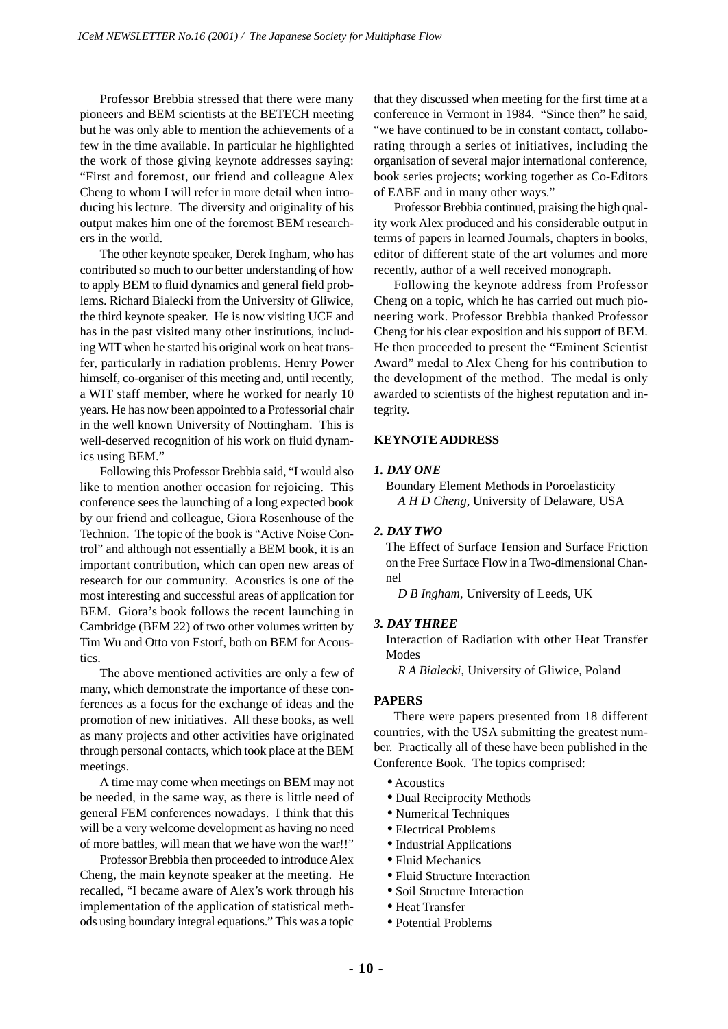Professor Brebbia stressed that there were many pioneers and BEM scientists at the BETECH meeting but he was only able to mention the achievements of a few in the time available. In particular he highlighted the work of those giving keynote addresses saying: "First and foremost, our friend and colleague Alex Cheng to whom I will refer in more detail when introducing his lecture. The diversity and originality of his output makes him one of the foremost BEM researchers in the world.

The other keynote speaker, Derek Ingham, who has contributed so much to our better understanding of how to apply BEM to fluid dynamics and general field problems. Richard Bialecki from the University of Gliwice, the third keynote speaker. He is now visiting UCF and has in the past visited many other institutions, including WIT when he started his original work on heat transfer, particularly in radiation problems. Henry Power himself, co-organiser of this meeting and, until recently, a WIT staff member, where he worked for nearly 10 years. He has now been appointed to a Professorial chair in the well known University of Nottingham. This is well-deserved recognition of his work on fluid dynamics using BEM."

Following this Professor Brebbia said, "I would also like to mention another occasion for rejoicing. This conference sees the launching of a long expected book by our friend and colleague, Giora Rosenhouse of the Technion. The topic of the book is "Active Noise Control" and although not essentially a BEM book, it is an important contribution, which can open new areas of research for our community. Acoustics is one of the most interesting and successful areas of application for BEM. Giora's book follows the recent launching in Cambridge (BEM 22) of two other volumes written by Tim Wu and Otto von Estorf, both on BEM for Acoustics.

The above mentioned activities are only a few of many, which demonstrate the importance of these conferences as a focus for the exchange of ideas and the promotion of new initiatives. All these books, as well as many projects and other activities have originated through personal contacts, which took place at the BEM meetings.

A time may come when meetings on BEM may not be needed, in the same way, as there is little need of general FEM conferences nowadays. I think that this will be a very welcome development as having no need of more battles, will mean that we have won the war!!"

Professor Brebbia then proceeded to introduce Alex Cheng, the main keynote speaker at the meeting. He recalled, "I became aware of Alex's work through his implementation of the application of statistical methods using boundary integral equations." This was a topic that they discussed when meeting for the first time at a conference in Vermont in 1984. "Since then" he said, "we have continued to be in constant contact, collaborating through a series of initiatives, including the organisation of several major international conference, book series projects; working together as Co-Editors of EABE and in many other ways."

Professor Brebbia continued, praising the high quality work Alex produced and his considerable output in terms of papers in learned Journals, chapters in books, editor of different state of the art volumes and more recently, author of a well received monograph.

Following the keynote address from Professor Cheng on a topic, which he has carried out much pioneering work. Professor Brebbia thanked Professor Cheng for his clear exposition and his support of BEM. He then proceeded to present the "Eminent Scientist Award" medal to Alex Cheng for his contribution to the development of the method. The medal is only awarded to scientists of the highest reputation and integrity.

**KEYNOTE ADDRESS**

***1. DAY ONE***

Boundary Element Methods in Poroelasticity
*A H D Cheng*, University of Delaware, USA

***2. DAY TWO***

The Effect of Surface Tension and Surface Friction on the Free Surface Flow in a Two-dimensional Channel
*D B Ingham*, University of Leeds, UK

***3. DAY THREE***

Interaction of Radiation with other Heat Transfer Modes
*R A Bialecki*, University of Gliwice, Poland

**PAPERS**

There were papers presented from 18 different countries, with the USA submitting the greatest number. Practically all of these have been published in the Conference Book. The topics comprised:

- Acoustics
- Dual Reciprocity Methods
- Numerical Techniques
- Electrical Problems
- Industrial Applications
- Fluid Mechanics
- Fluid Structure Interaction
- Soil Structure Interaction
- Heat Transfer
- Potential Problems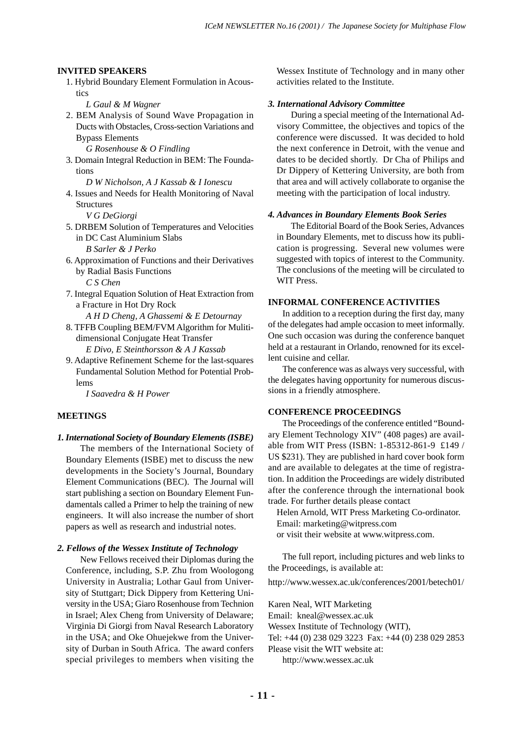### INVITED SPEAKERS

1. Hybrid Boundary Element Formulation in Acoustics
   *L Gaul & M Wagner*
2. BEM Analysis of Sound Wave Propagation in Ducts with Obstacles, Cross-section Variations and Bypass Elements
   *G Rosenhouse & O Findling*
3. Domain Integral Reduction in BEM: The Foundations
   *D W Nicholson, A J Kassab & I Ionescu*
4. Issues and Needs for Health Monitoring of Naval Structures
   *V G DeGiorgi*
5. DRBEM Solution of Temperatures and Velocities in DC Cast Aluminium Slabs
   *B Sarler & J Perko*
6. Approximation of Functions and their Derivatives by Radial Basis Functions
   *C S Chen*
7. Integral Equation Solution of Heat Extraction from a Fracture in Hot Dry Rock
   *A H D Cheng, A Ghassemi & E Detournay*
8. TFFB Coupling BEM/FVM Algorithm for Mulitidimensional Conjugate Heat Transfer
   *E Divo, E Steinthorsson & A J Kassab*
9. Adaptive Refinement Scheme for the last-squares Fundamental Solution Method for Potential Problems
   *I Saavedra & H Power*

### MEETINGS

***1. International Society of Boundary Elements (ISBE)***

The members of the International Society of Boundary Elements (ISBE) met to discuss the new developments in the Society's Journal, Boundary Element Communications (BEC). The Journal will start publishing a section on Boundary Element Fundamentals called a Primer to help the training of new engineers. It will also increase the number of short papers as well as research and industrial notes.

***2. Fellows of the Wessex Institute of Technology***

New Fellows received their Diplomas during the Conference, including, S.P. Zhu from Woologong University in Australia; Lothar Gaul from University of Stuttgart; Dick Dippery from Kettering University in the USA; Giaro Rosenhouse from Technion in Israel; Alex Cheng from University of Delaware; Virginia Di Giorgi from Naval Research Laboratory in the USA; and Oke Ohuejekwe from the University of Durban in South Africa. The award confers special privileges to members when visiting the Wessex Institute of Technology and in many other activities related to the Institute.

***3. International Advisory Committee***

During a special meeting of the International Advisory Committee, the objectives and topics of the conference were discussed. It was decided to hold the next conference in Detroit, with the venue and dates to be decided shortly. Dr Cha of Philips and Dr Dippery of Kettering University, are both from that area and will actively collaborate to organise the meeting with the participation of local industry.

***4. Advances in Boundary Elements Book Series***

The Editorial Board of the Book Series, Advances in Boundary Elements, met to discuss how its publication is progressing. Several new volumes were suggested with topics of interest to the Community. The conclusions of the meeting will be circulated to WIT Press.

### INFORMAL CONFERENCE ACTIVITIES

In addition to a reception during the first day, many of the delegates had ample occasion to meet informally. One such occasion was during the conference banquet held at a restaurant in Orlando, renowned for its excellent cuisine and cellar.

The conference was as always very successful, with the delegates having opportunity for numerous discussions in a friendly atmosphere.

### CONFERENCE PROCEEDINGS

The Proceedings of the conference entitled "Boundary Element Technology XIV" (408 pages) are available from WIT Press (ISBN: 1-85312-861-9 £149 / US $231). They are published in hard cover book form and are available to delegates at the time of registration. In addition the Proceedings are widely distributed after the conference through the international book trade. For further details please contact

Helen Arnold, WIT Press Marketing Co-ordinator.
Email: marketing@witpress.com
or visit their website at www.witpress.com.

The full report, including pictures and web links to the Proceedings, is available at:

http://www.wessex.ac.uk/conferences/2001/betech01/

Karen Neal, WIT Marketing
Email: kneal@wessex.ac.uk
Wessex Institute of Technology (WIT),
Tel: +44 (0) 238 029 3223 Fax: +44 (0) 238 029 2853
Please visit the WIT website at:
http://www.wessex.ac.uk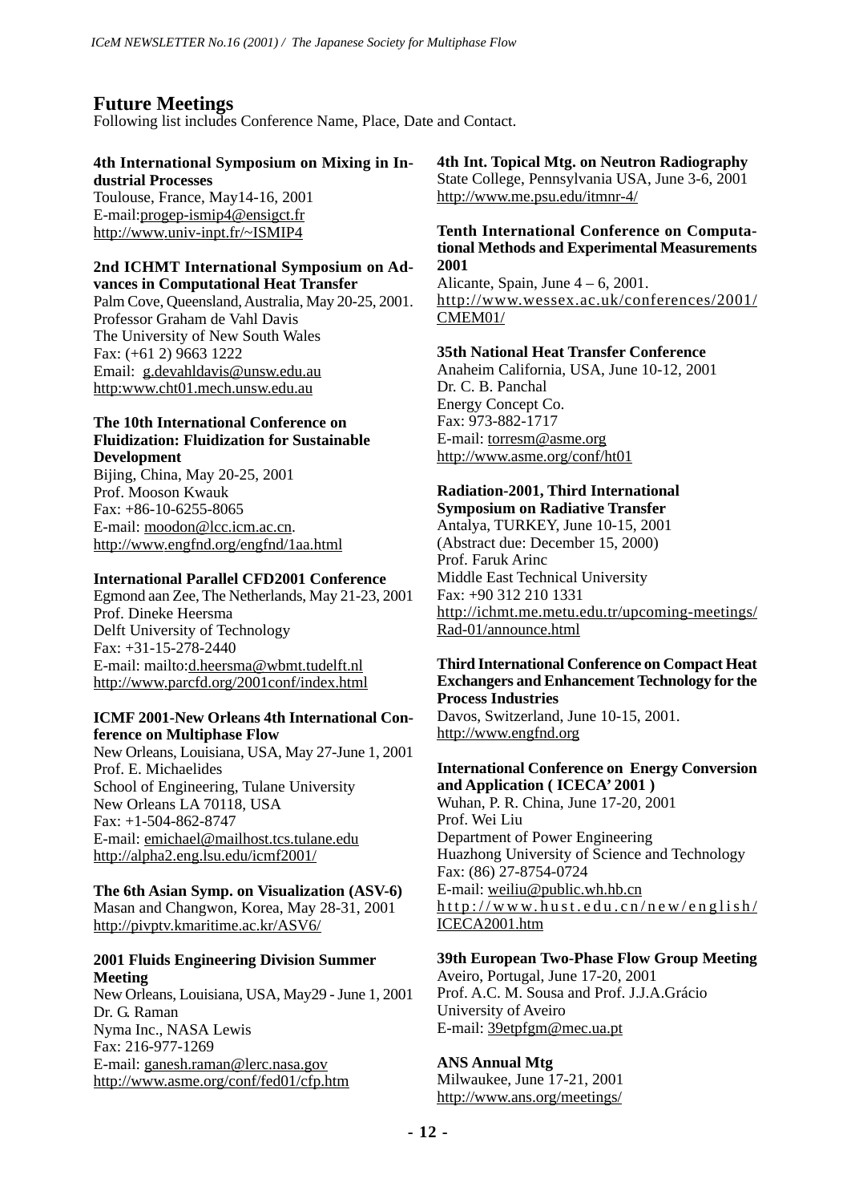## Future Meetings

Following list includes Conference Name, Place, Date and Contact.

**4th International Symposium on Mixing in Industrial Processes**
Toulouse, France, May14-16, 2001
E-mail:progep-ismip4@ensigct.fr
http://www.univ-inpt.fr/~ISMIP4

**2nd ICHMT International Symposium on Advances in Computational Heat Transfer**
Palm Cove, Queensland, Australia, May 20-25, 2001.
Professor Graham de Vahl Davis
The University of New South Wales
Fax: (+61 2) 9663 1222
Email: g.devahldavis@unsw.edu.au
http:www.cht01.mech.unsw.edu.au

**The 10th International Conference on Fluidization: Fluidization for Sustainable Development**
Bijing, China, May 20-25, 2001
Prof. Mooson Kwauk
Fax: +86-10-6255-8065
E-mail: moodon@lcc.icm.ac.cn.
http://www.engfnd.org/engfnd/1aa.html

**International Parallel CFD2001 Conference**
Egmond aan Zee, The Netherlands, May 21-23, 2001
Prof. Dineke Heersma
Delft University of Technology
Fax: +31-15-278-2440
E-mail: mailto:d.heersma@wbmt.tudelft.nl
http://www.parcfd.org/2001conf/index.html

**ICMF 2001-New Orleans 4th International Conference on Multiphase Flow**
New Orleans, Louisiana, USA, May 27-June 1, 2001
Prof. E. Michaelides
School of Engineering, Tulane University
New Orleans LA 70118, USA
Fax: +1-504-862-8747
E-mail: emichael@mailhost.tcs.tulane.edu
http://alpha2.eng.lsu.edu/icmf2001/

**The 6th Asian Symp. on Visualization (ASV-6)**
Masan and Changwon, Korea, May 28-31, 2001
http://pivptv.kmaritime.ac.kr/ASV6/

**2001 Fluids Engineering Division Summer Meeting**
New Orleans, Louisiana, USA, May29 - June 1, 2001
Dr. G. Raman
Nyma Inc., NASA Lewis
Fax: 216-977-1269
E-mail: ganesh.raman@lerc.nasa.gov
http://www.asme.org/conf/fed01/cfp.htm

**4th Int. Topical Mtg. on Neutron Radiography**
State College, Pennsylvania USA, June 3-6, 2001
http://www.me.psu.edu/itmnr-4/

**Tenth International Conference on Computational Methods and Experimental Measurements 2001**
Alicante, Spain, June 4 – 6, 2001.
http://www.wessex.ac.uk/conferences/2001/CMEM01/

**35th National Heat Transfer Conference**
Anaheim California, USA, June 10-12, 2001
Dr. C. B. Panchal
Energy Concept Co.
Fax: 973-882-1717
E-mail: torresm@asme.org
http://www.asme.org/conf/ht01

**Radiation-2001, Third International Symposium on Radiative Transfer**
Antalya, TURKEY, June 10-15, 2001
(Abstract due: December 15, 2000)
Prof. Faruk Arinc
Middle East Technical University
Fax: +90 312 210 1331
http://ichmt.me.metu.edu.tr/upcoming-meetings/Rad-01/announce.html

**Third International Conference on Compact Heat Exchangers and Enhancement Technology for the Process Industries**
Davos, Switzerland, June 10-15, 2001.
http://www.engfnd.org

**International Conference on Energy Conversion and Application ( ICECA' 2001 )**
Wuhan, P. R. China, June 17-20, 2001
Prof. Wei Liu
Department of Power Engineering
Huazhong University of Science and Technology
Fax: (86) 27-8754-0724
E-mail: weiliu@public.wh.hb.cn
http://www.hust.edu.cn/new/english/ICECA2001.htm

**39th European Two-Phase Flow Group Meeting**
Aveiro, Portugal, June 17-20, 2001
Prof. A.C. M. Sousa and Prof. J.J.A.Grácio
University of Aveiro
E-mail: 39etpfgm@mec.ua.pt

**ANS Annual Mtg**
Milwaukee, June 17-21, 2001
http://www.ans.org/meetings/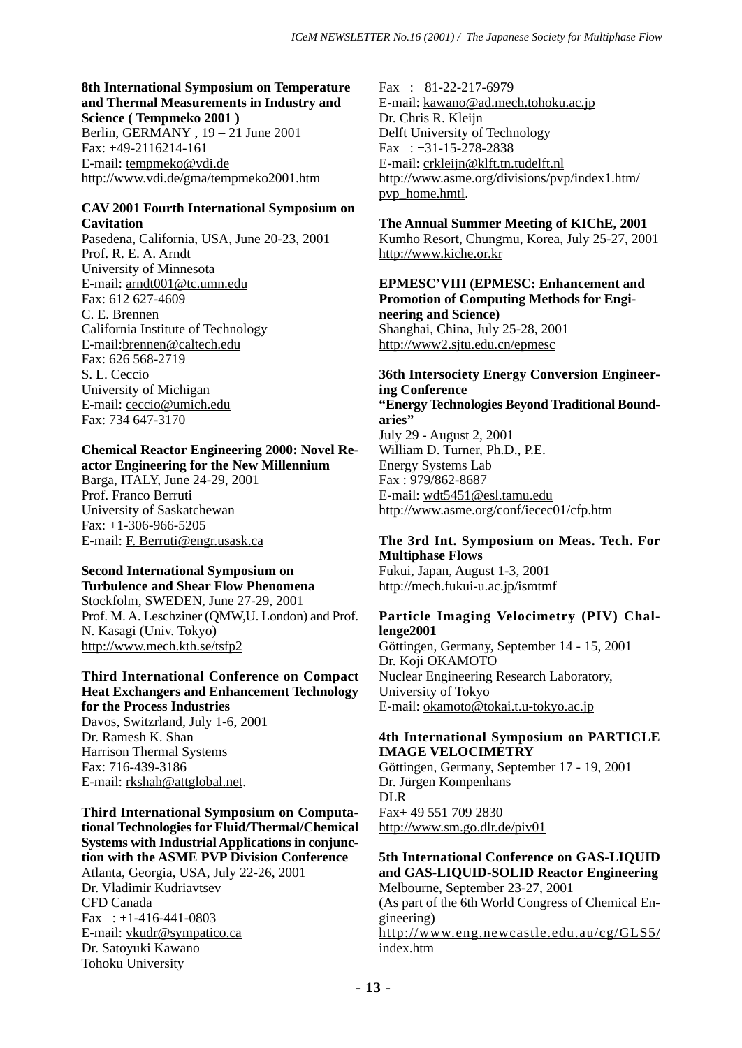**8th International Symposium on Temperature and Thermal Measurements in Industry and Science ( Tempmeko 2001 )**
Berlin, GERMANY , 19 – 21 June 2001
Fax: +49-2116214-161
E-mail: tempmeko@vdi.de
http://www.vdi.de/gma/tempmeko2001.htm

**CAV 2001 Fourth International Symposium on Cavitation**
Pasedena, California, USA, June 20-23, 2001
Prof. R. E. A. Arndt
University of Minnesota
E-mail: arndt001@tc.umn.edu
Fax: 612 627-4609
C. E. Brennen
California Institute of Technology
E-mail:brennen@caltech.edu
Fax: 626 568-2719
S. L. Ceccio
University of Michigan
E-mail: ceccio@umich.edu
Fax: 734 647-3170

**Chemical Reactor Engineering 2000: Novel Reactor Engineering for the New Millennium**
Barga, ITALY, June 24-29, 2001
Prof. Franco Berruti
University of Saskatchewan
Fax: +1-306-966-5205
E-mail: F. Berruti@engr.usask.ca

**Second International Symposium on Turbulence and Shear Flow Phenomena**
Stockfolm, SWEDEN, June 27-29, 2001
Prof. M. A. Leschziner (QMW,U. London) and Prof. N. Kasagi (Univ. Tokyo)
http://www.mech.kth.se/tsfp2

**Third International Conference on Compact Heat Exchangers and Enhancement Technology for the Process Industries**
Davos, Switzrland, July 1-6, 2001
Dr. Ramesh K. Shan
Harrison Thermal Systems
Fax: 716-439-3186
E-mail: rkshah@attglobal.net.

**Third International Symposium on Computational Technologies for Fluid/Thermal/Chemical Systems with Industrial Applications in conjunction with the ASME PVP Division Conference**
Atlanta, Georgia, USA, July 22-26, 2001
Dr. Vladimir Kudriavtsev
CFD Canada
Fax : +1-416-441-0803
E-mail: vkudr@sympatico.ca
Dr. Satoyuki Kawano
Tohoku University
Fax : +81-22-217-6979
E-mail: kawano@ad.mech.tohoku.ac.jp
Dr. Chris R. Kleijn
Delft University of Technology
Fax : +31-15-278-2838
E-mail: crkleijn@klft.tn.tudelft.nl
http://www.asme.org/divisions/pvp/index1.htm/pvp_home.hmtl.

**The Annual Summer Meeting of KIChE, 2001**
Kumho Resort, Chungmu, Korea, July 25-27, 2001
http://www.kiche.or.kr

**EPMESC'VIII (EPMESC: Enhancement and Promotion of Computing Methods for Engineering and Science)**
Shanghai, China, July 25-28, 2001
http://www2.sjtu.edu.cn/epmesc

**36th Intersociety Energy Conversion Engineering Conference**
**"Energy Technologies Beyond Traditional Boundaries"**
July 29 - August 2, 2001
William D. Turner, Ph.D., P.E.
Energy Systems Lab
Fax : 979/862-8687
E-mail: wdt5451@esl.tamu.edu
http://www.asme.org/conf/iecec01/cfp.htm

**The 3rd Int. Symposium on Meas. Tech. For Multiphase Flows**
Fukui, Japan, August 1-3, 2001
http://mech.fukui-u.ac.jp/ismtmf

**Particle Imaging Velocimetry (PIV) Challenge2001**
Göttingen, Germany, September 14 - 15, 2001
Dr. Koji OKAMOTO
Nuclear Engineering Research Laboratory,
University of Tokyo
E-mail: okamoto@tokai.t.u-tokyo.ac.jp

**4th International Symposium on PARTICLE IMAGE VELOCIMETRY**
Göttingen, Germany, September 17 - 19, 2001
Dr. Jürgen Kompenhans
DLR
Fax+ 49 551 709 2830
http://www.sm.go.dlr.de/piv01

**5th International Conference on GAS-LIQUID and GAS-LIQUID-SOLID Reactor Engineering**
Melbourne, September 23-27, 2001
(As part of the 6th World Congress of Chemical Engineering)
http://www.eng.newcastle.edu.au/cg/GLS5/index.htm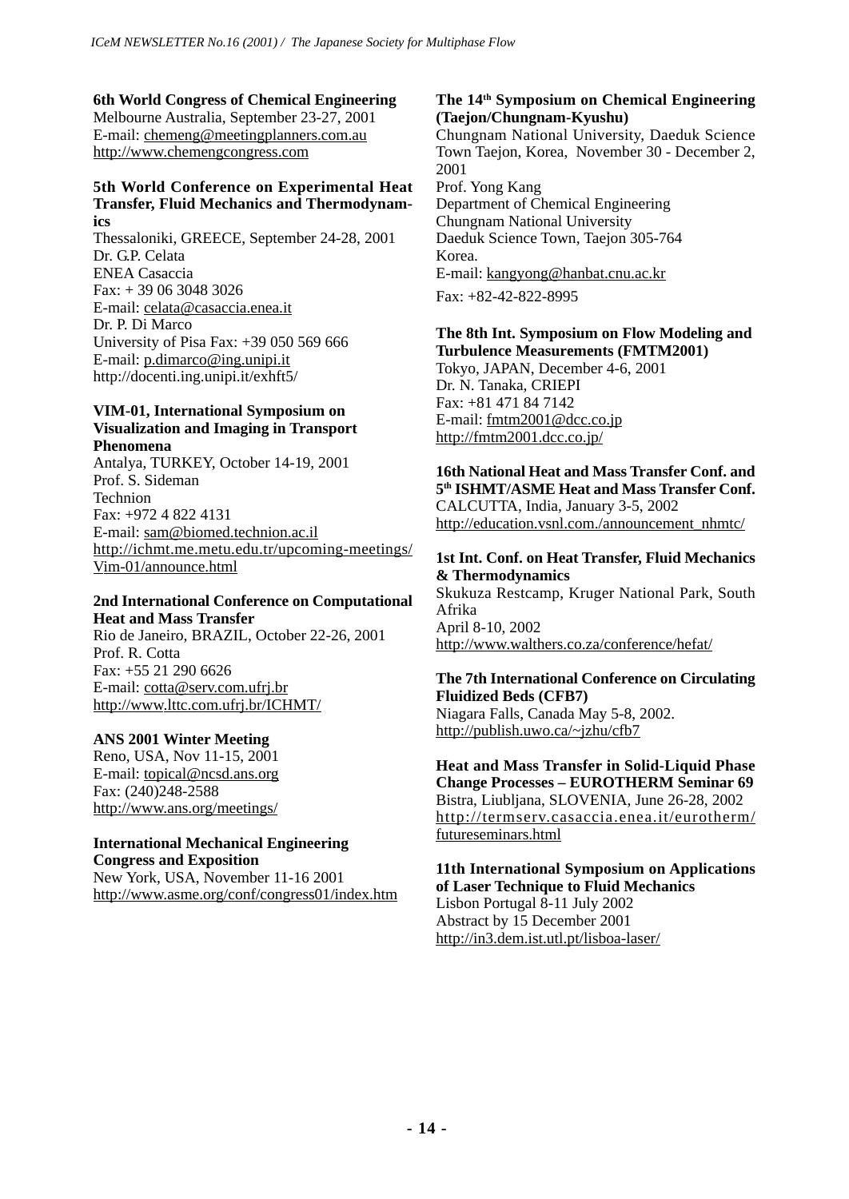**6th World Congress of Chemical Engineering**
Melbourne Australia, September 23-27, 2001
E-mail: chemeng@meetingplanners.com.au
http://www.chemengcongress.com

**5th World Conference on Experimental Heat Transfer, Fluid Mechanics and Thermodynamics**
Thessaloniki, GREECE, September 24-28, 2001
Dr. G.P. Celata
ENEA Casaccia
Fax: + 39 06 3048 3026
E-mail: celata@casaccia.enea.it
Dr. P. Di Marco
University of Pisa Fax: +39 050 569 666
E-mail: p.dimarco@ing.unipi.it
http://docenti.ing.unipi.it/exhft5/

**VIM-01, International Symposium on Visualization and Imaging in Transport Phenomena**
Antalya, TURKEY, October 14-19, 2001
Prof. S. Sideman
Technion
Fax: +972 4 822 4131
E-mail: sam@biomed.technion.ac.il
http://ichmt.me.metu.edu.tr/upcoming-meetings/Vim-01/announce.html

**2nd International Conference on Computational Heat and Mass Transfer**
Rio de Janeiro, BRAZIL, October 22-26, 2001
Prof. R. Cotta
Fax: +55 21 290 6626
E-mail: cotta@serv.com.ufrj.br
http://www.lttc.com.ufrj.br/ICHMT/

**ANS 2001 Winter Meeting**
Reno, USA, Nov 11-15, 2001
E-mail: topical@ncsd.ans.org
Fax: (240)248-2588
http://www.ans.org/meetings/

**International Mechanical Engineering Congress and Exposition**
New York, USA, November 11-16 2001
http://www.asme.org/conf/congress01/index.htm

**The 14th Symposium on Chemical Engineering (Taejon/Chungnam-Kyushu)**
Chungnam National University, Daeduk Science Town Taejon, Korea, November 30 - December 2, 2001
Prof. Yong Kang
Department of Chemical Engineering
Chungnam National University
Daeduk Science Town, Taejon 305-764
Korea.
E-mail: kangyong@hanbat.cnu.ac.kr
Fax: +82-42-822-8995

**The 8th Int. Symposium on Flow Modeling and Turbulence Measurements (FMTM2001)**
Tokyo, JAPAN, December 4-6, 2001
Dr. N. Tanaka, CRIEPI
Fax: +81 471 84 7142
E-mail: fmtm2001@dcc.co.jp
http://fmtm2001.dcc.co.jp/

**16th National Heat and Mass Transfer Conf. and 5th ISHMT/ASME Heat and Mass Transfer Conf.**
CALCUTTA, India, January 3-5, 2002
http://education.vsnl.com./announcement_nhmtc/

**1st Int. Conf. on Heat Transfer, Fluid Mechanics & Thermodynamics**
Skukuza Restcamp, Kruger National Park, South Afrika
April 8-10, 2002
http://www.walthers.co.za/conference/hefat/

**The 7th International Conference on Circulating Fluidized Beds (CFB7)**
Niagara Falls, Canada May 5-8, 2002.
http://publish.uwo.ca/~jzhu/cfb7

**Heat and Mass Transfer in Solid-Liquid Phase Change Processes – EUROTHERM Seminar 69**
Bistra, Liubljana, SLOVENIA, June 26-28, 2002
http://termserv.casaccia.enea.it/eurotherm/futureseminars.html

**11th International Symposium on Applications of Laser Technique to Fluid Mechanics**
Lisbon Portugal 8-11 July 2002
Abstract by 15 December 2001
http://in3.dem.ist.utl.pt/lisboa-laser/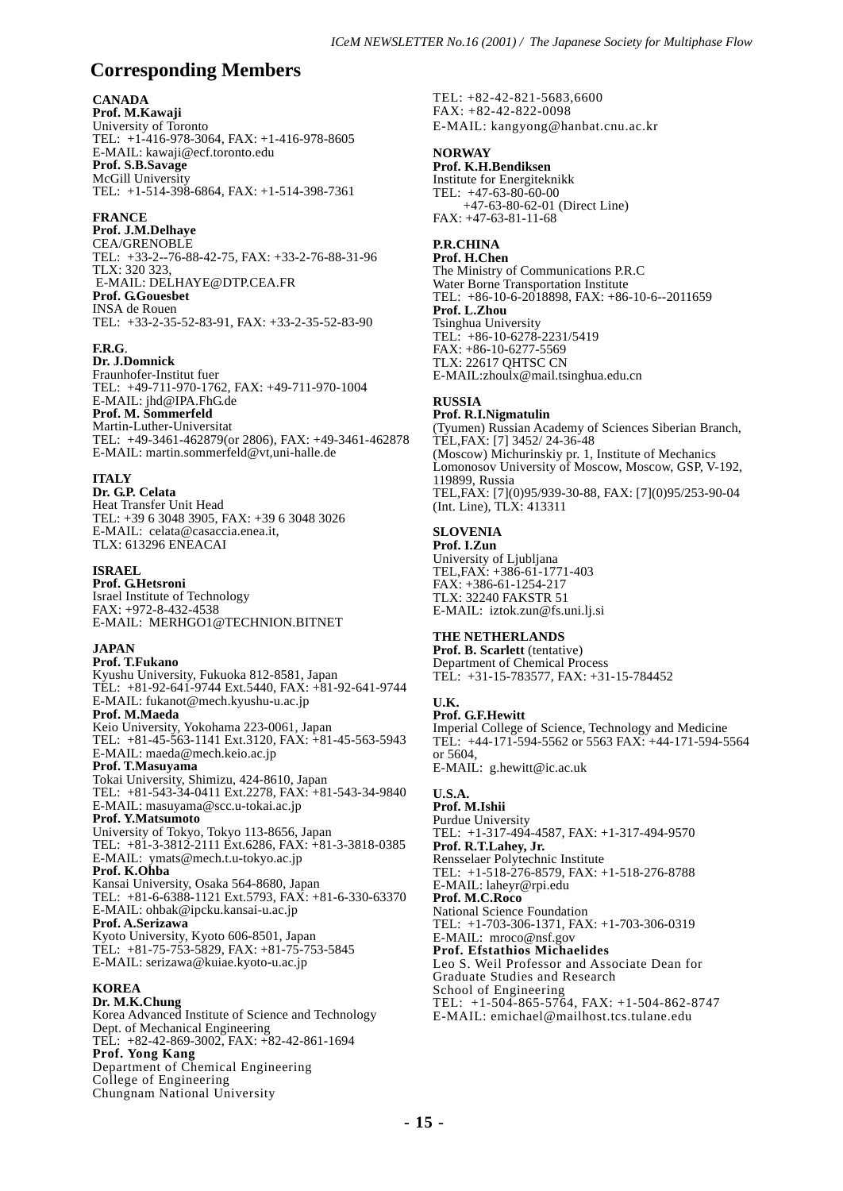# Corresponding Members

### CANADA

**Prof. M.Kawaji**
University of Toronto
TEL: +1-416-978-3064, FAX: +1-416-978-8605
E-MAIL: kawaji@ecf.toronto.edu

**Prof. S.B.Savage**
McGill University
TEL: +1-514-398-6864, FAX: +1-514-398-7361

### FRANCE

**Prof. J.M.Delhaye**
CEA/GRENOBLE
TEL: +33-2--76-88-42-75, FAX: +33-2-76-88-31-96
TLX: 320 323,
E-MAIL: DELHAYE@DTP.CEA.FR

**Prof. G.Gouesbet**
INSA de Rouen
TEL: +33-2-35-52-83-91, FAX: +33-2-35-52-83-90

### F.R.G.

**Dr. J.Domnick**
Fraunhofer-Institut fuer
TEL: +49-711-970-1762, FAX: +49-711-970-1004
E-MAIL: jhd@IPA.FhG.de

**Prof. M. Sommerfeld**
Martin-Luther-Universitat
TEL: +49-3461-462879(or 2806), FAX: +49-3461-462878
E-MAIL: martin.sommerfeld@vt,uni-halle.de

### ITALY

**Dr. G.P. Celata**
Heat Transfer Unit Head
TEL: +39 6 3048 3905, FAX: +39 6 3048 3026
E-MAIL: celata@casaccia.enea.it,
TLX: 613296 ENEACAI

### ISRAEL

**Prof. G.Hetsroni**
Israel Institute of Technology
FAX: +972-8-432-4538
E-MAIL: MERHGO1@TECHNION.BITNET

### JAPAN

**Prof. T.Fukano**
Kyushu University, Fukuoka 812-8581, Japan
TEL: +81-92-641-9744 Ext.5440, FAX: +81-92-641-9744
E-MAIL: fukanot@mech.kyushu-u.ac.jp

**Prof. M.Maeda**
Keio University, Yokohama 223-0061, Japan
TEL: +81-45-563-1141 Ext.3120, FAX: +81-45-563-5943
E-MAIL: maeda@mech.keio.ac.jp

**Prof. T.Masuyama**
Tokai University, Shimizu, 424-8610, Japan
TEL: +81-543-34-0411 Ext.2278, FAX: +81-543-34-9840
E-MAIL: masuyama@scc.u-tokai.ac.jp

**Prof. Y.Matsumoto**
University of Tokyo, Tokyo 113-8656, Japan
TEL: +81-3-3812-2111 Ext.6286, FAX: +81-3-3818-0385
E-MAIL: ymats@mech.t.u-tokyo.ac.jp

**Prof. K.Ohba**
Kansai University, Osaka 564-8680, Japan
TEL: +81-6-6388-1121 Ext.5793, FAX: +81-6-330-63370
E-MAIL: ohbak@ipcku.kansai-u.ac.jp

**Prof. A.Serizawa**
Kyoto University, Kyoto 606-8501, Japan
TEL: +81-75-753-5829, FAX: +81-75-753-5845
E-MAIL: serizawa@kuiae.kyoto-u.ac.jp

### KOREA

**Dr. M.K.Chung**
Korea Advanced Institute of Science and Technology
Dept. of Mechanical Engineering
TEL: +82-42-869-3002, FAX: +82-42-861-1694

**Prof. Yong Kang**
Department of Chemical Engineering
College of Engineering
Chungnam National University
TEL: +82-42-821-5683,6600
FAX: +82-42-822-0098
E-MAIL: kangyong@hanbat.cnu.ac.kr

### NORWAY

**Prof. K.H.Bendiksen**
Institute for Energiteknikk
TEL: +47-63-80-60-00
+47-63-80-62-01 (Direct Line)
FAX: +47-63-81-11-68

### P.R.CHINA

**Prof. H.Chen**
The Ministry of Communications P.R.C
Water Borne Transportation Institute
TEL: +86-10-6-2018898, FAX: +86-10-6--2011659

**Prof. L.Zhou**
Tsinghua University
TEL: +86-10-6278-2231/5419
FAX: +86-10-6277-5569
TLX: 22617 QHTSC CN
E-MAIL:zhoulx@mail.tsinghua.edu.cn

### RUSSIA

**Prof. R.I.Nigmatulin**
(Tyumen) Russian Academy of Sciences Siberian Branch,
TEL,FAX: [7] 3452/ 24-36-48
(Moscow) Michurinskiy pr. 1, Institute of Mechanics
Lomonosov University of Moscow, Moscow, GSP, V-192, 119899, Russia
TEL,FAX: [7](0)95/939-30-88, FAX: [7](0)95/253-90-04 (Int. Line), TLX: 413311

### SLOVENIA

**Prof. I.Zun**
University of Ljubljana
TEL,FAX: +386-61-1771-403
FAX: +386-61-1254-217
TLX: 32240 FAKSTR 51
E-MAIL: iztok.zun@fs.uni.lj.si

### THE NETHERLANDS

**Prof. B. Scarlett** (tentative)
Department of Chemical Process
TEL: +31-15-783577, FAX: +31-15-784452

### U.K.

**Prof. G.F.Hewitt**
Imperial College of Science, Technology and Medicine
TEL: +44-171-594-5562 or 5563 FAX: +44-171-594-5564 or 5604,
E-MAIL: g.hewitt@ic.ac.uk

### U.S.A.

**Prof. M.Ishii**
Purdue University
TEL: +1-317-494-4587, FAX: +1-317-494-9570

**Prof. R.T.Lahey, Jr.**
Rensselaer Polytechnic Institute
TEL: +1-518-276-8579, FAX: +1-518-276-8788
E-MAIL: laheyr@rpi.edu

**Prof. M.C.Roco**
National Science Foundation
TEL: +1-703-306-1371, FAX: +1-703-306-0319
E-MAIL: mroco@nsf.gov

**Prof. Efstathios Michaelides**
Leo S. Weil Professor and Associate Dean for Graduate Studies and Research
School of Engineering
TEL: +1-504-865-5764, FAX: +1-504-862-8747
E-MAIL: emichael@mailhost.tcs.tulane.edu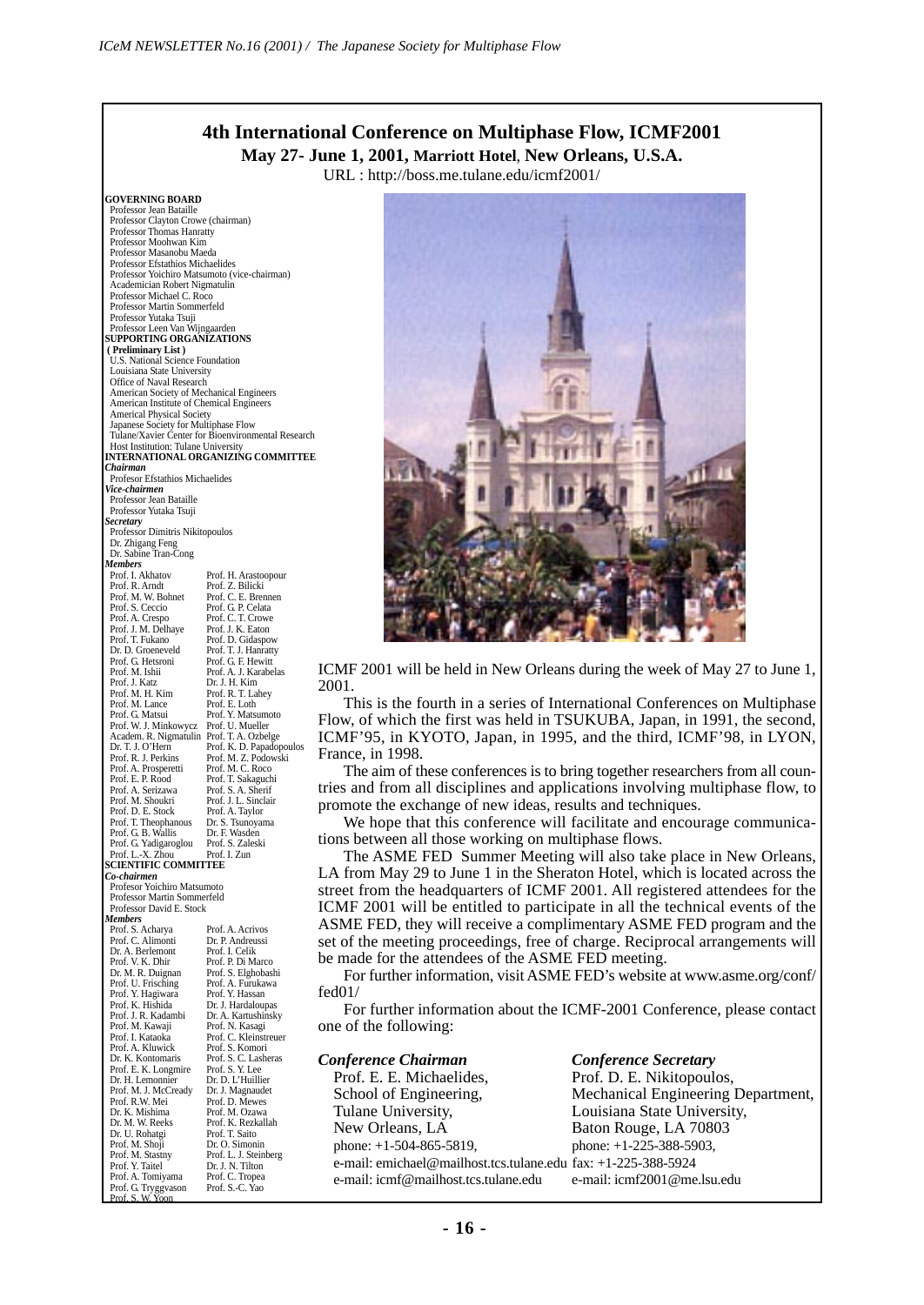# 4th International Conference on Multiphase Flow, ICMF2001

**May 27- June 1, 2001, Marriott Hotel, New Orleans, U.S.A.**

URL : http://boss.me.tulane.edu/icmf2001/

**GOVERNING BOARD**

Professor Jean Bataille
Professor Clayton Crowe (chairman)
Professor Thomas Hanratty
Professor Moohwan Kim
Professor Masanobu Maeda
Professor Efstathios Michaelides
Professor Yoichiro Matsumoto (vice-chairman)
Academician Robert Nigmatulin
Professor Michael C. Roco
Professor Martin Sommerfeld
Professor Yutaka Tsuji
Professor Leen Van Wijngaarden

**SUPPORTING ORGANIZATIONS**
**( Preliminary List )**

U.S. National Science Foundation
Louisiana State University
Office of Naval Research
American Society of Mechanical Engineers
American Institute of Chemical Engineers
Americal Physical Society
Japanese Society for Multiphase Flow
Tulane/Xavier Center for Bioenvironmental Research
Host Institution: Tulane University

**INTERNATIONAL ORGANIZING COMMITTEE**

***Chairman***
Profesor Efstathios Michaelides

***Vice-chairmen***
Professor Jean Bataille
Professor Yutaka Tsuji

***Secretary***
Professor Dimitris Nikitopoulos
Dr. Zhigang Feng
Dr. Sabine Tran-Cong

***Members***

Prof. I. Akhatov, Prof. H. Arastoopour, Prof. R. Arndt, Prof. Z. Bilicki, Prof. M. W. Bohnet, Prof. C. E. Brennen, Prof. S. Ceccio, Prof. G. P. Celata, Prof. A. Crespo, Prof. C. T. Crowe, Prof. J. M. Delhaye, Prof. J. K. Eaton, Prof. T. Fukano, Prof. D. Gidaspow, Dr. D. Groeneveld, Prof. T. J. Hanratty, Prof. G. Hetsroni, Prof. G. F. Hewitt, Prof. M. Ishii, Prof. A. J. Karabelas, Prof. J. Katz, Dr. J. H. Kim, Prof. M. H. Kim, Prof. R. T. Lahey, Prof. M. Lance, Prof. E. Loth, Prof. G. Matsui, Prof. Y. Matsumoto, Prof. W. J. Minkowycz, Prof. U. Mueller, Academ. R. Nigmatulin, Prof. T. A. Ozbelge, Dr. T. J. O'Hern, Prof. K. D. Papadopoulos, Prof. R. J. Perkins, Prof. M. Z. Podowski, Prof. A. Prosperetti, Prof. M. C. Roco, Prof. E. P. Rood, Prof. T. Sakaguchi, Prof. A. Serizawa, Prof. S. A. Sherif, Prof. M. Shoukri, Prof. J. L. Sinclair, Prof. D. E. Stock, Prof. A. Taylor, Prof. T. Theophanous, Dr. S. Tsunoyama, Prof. G. B. Wallis, Dr. F. Wasden, Prof. G. Yadigaroglou, Prof. S. Zaleski, Prof. L.-X. Zhou, Prof. I. Zun

**SCIENTIFIC COMMITTEE**

***Co-chairmen***
Profesor Yoichiro Matsumoto
Professor Martin Sommerfeld
Professor David E. Stock

***Members***

Prof. S. Acharya, Prof. A. Acrivos, Prof. C. Alimonti, Dr. P. Andreussi, Dr. A. Berlemont, Prof. I. Celik, Prof. V. K. Dhir, Prof. P. Di Marco, Dr. M. R. Duignan, Prof. S. Elghobashi, Prof. U. Frisching, Prof. A. Furukawa, Prof. Y. Hagiwara, Prof. Y. Hassan, Prof. K. Hishida, Dr. J. Hardaloupas, Prof. J. R. Kadambi, Dr. A. Kartushinsky, Prof. M. Kawaji, Prof. N. Kasagi, Prof. I. Kataoka, Prof. C. Kleinstreuer, Prof. A. Kluwick, Prof. S. Komori, Dr. K. Kontomaris, Prof. S. C. Lasheras, Prof. E. K. Longmire, Prof. S. Y. Lee, Dr. H. Lemonnier, Dr. D. L'Huillier, Prof. M. J. McCready, Dr. J. Magnaudet, Prof. R.W. Mei, Prof. D. Mewes, Dr. K. Mishima, Prof. M. Ozawa, Dr. M. W. Reeks, Prof. K. Rezkallah, Dr. U. Rohatgi, Prof. T. Saito, Prof. M. Shoji, Dr. O. Simonin, Prof. M. Stastny, Prof. L. J. Steinberg, Prof. Y. Taitel, Dr. J. N. Tilton, Prof. A. Tomiyama, Prof. C. Tropea, Prof. G. Tryggvason, Prof. S.-C. Yao, Prof. S. W. Yoon

ICMF 2001 will be held in New Orleans during the week of May 27 to June 1, 2001.

This is the fourth in a series of International Conferences on Multiphase Flow, of which the first was held in TSUKUBA, Japan, in 1991, the second, ICMF'95, in KYOTO, Japan, in 1995, and the third, ICMF'98, in LYON, France, in 1998.

The aim of these conferences is to bring together researchers from all countries and from all disciplines and applications involving multiphase flow, to promote the exchange of new ideas, results and techniques.

We hope that this conference will facilitate and encourage communications between all those working on multiphase flows.

The ASME FED Summer Meeting will also take place in New Orleans, LA from May 29 to June 1 in the Sheraton Hotel, which is located across the street from the headquarters of ICMF 2001. All registered attendees for the ICMF 2001 will be entitled to participate in all the technical events of the ASME FED, they will receive a complimentary ASME FED program and the set of the meeting proceedings, free of charge. Reciprocal arrangements will be made for the attendees of the ASME FED meeting.

For further information, visit ASME FED's website at www.asme.org/conf/fed01/

For further information about the ICMF-2001 Conference, please contact one of the following:

***Conference Chairman***
Prof. E. E. Michaelides,
School of Engineering,
Tulane University,
New Orleans, LA
phone: +1-504-865-5819,
e-mail: emichael@mailhost.tcs.tulane.edu
e-mail: icmf@mailhost.tcs.tulane.edu

***Conference Secretary***
Prof. D. E. Nikitopoulos,
Mechanical Engineering Department,
Louisiana State University,
Baton Rouge, LA 70803
phone: +1-225-388-5903,
fax: +1-225-388-5924
e-mail: icmf2001@me.lsu.edu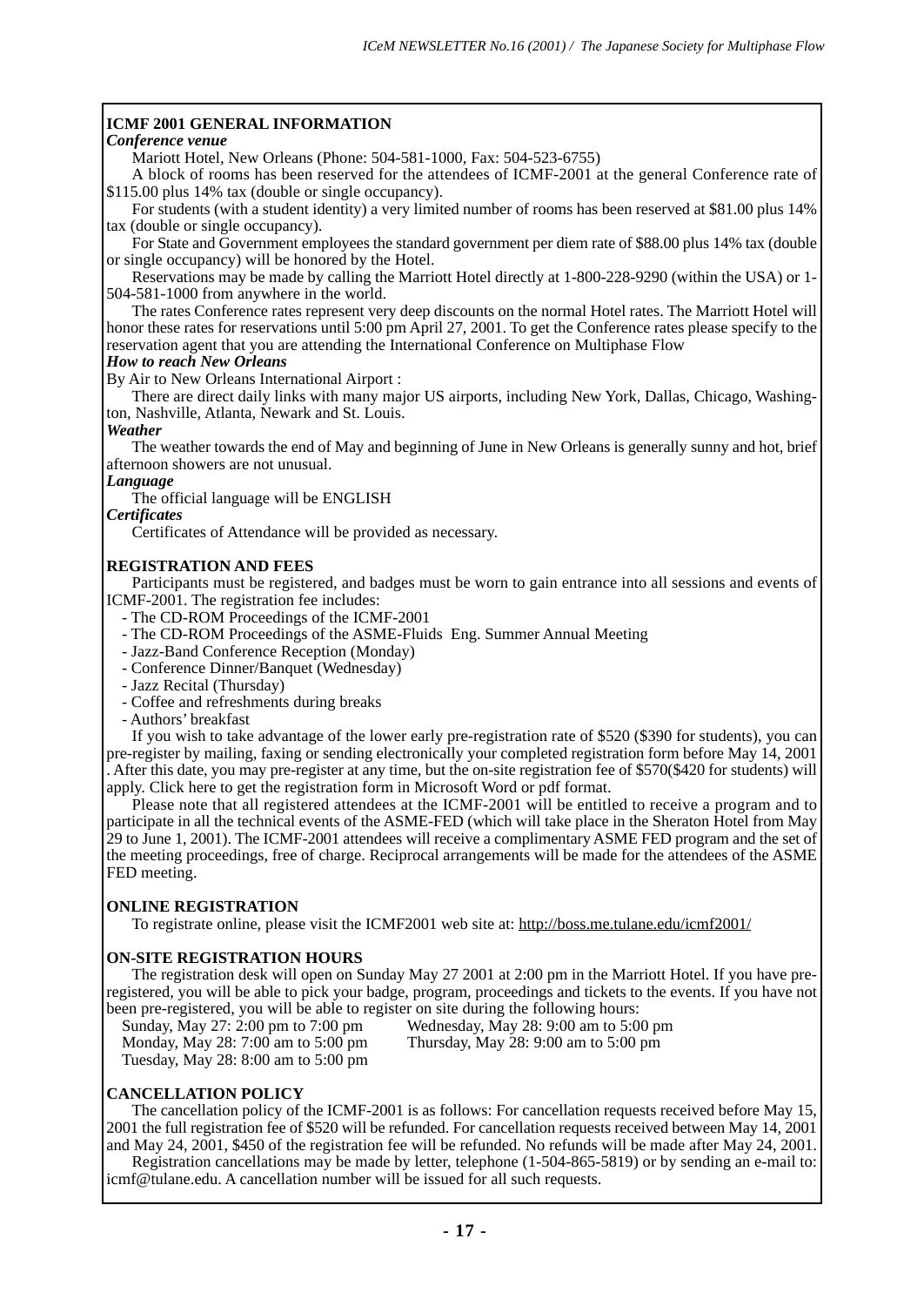## ICMF 2001 GENERAL INFORMATION

### *Conference venue*

Mariott Hotel, New Orleans (Phone: 504-581-1000, Fax: 504-523-6755)

A block of rooms has been reserved for the attendees of ICMF-2001 at the general Conference rate of $115.00 plus 14% tax (double or single occupancy).

For students (with a student identity) a very limited number of rooms has been reserved at $81.00 plus 14% tax (double or single occupancy).

For State and Government employees the standard government per diem rate of $88.00 plus 14% tax (double or single occupancy) will be honored by the Hotel.

Reservations may be made by calling the Marriott Hotel directly at 1-800-228-9290 (within the USA) or 1-504-581-1000 from anywhere in the world.

The rates Conference rates represent very deep discounts on the normal Hotel rates. The Marriott Hotel will honor these rates for reservations until 5:00 pm April 27, 2001. To get the Conference rates please specify to the reservation agent that you are attending the International Conference on Multiphase Flow

### *How to reach New Orleans*

By Air to New Orleans International Airport :

There are direct daily links with many major US airports, including New York, Dallas, Chicago, Washington, Nashville, Atlanta, Newark and St. Louis.

### *Weather*

The weather towards the end of May and beginning of June in New Orleans is generally sunny and hot, brief afternoon showers are not unusual.

### *Language*

The official language will be ENGLISH

### *Certificates*

Certificates of Attendance will be provided as necessary.

## REGISTRATION AND FEES

Participants must be registered, and badges must be worn to gain entrance into all sessions and events of ICMF-2001. The registration fee includes:

- The CD-ROM Proceedings of the ICMF-2001
- The CD-ROM Proceedings of the ASME-Fluids Eng. Summer Annual Meeting
- Jazz-Band Conference Reception (Monday)
- Conference Dinner/Banquet (Wednesday)
- Jazz Recital (Thursday)
- Coffee and refreshments during breaks
- Authors' breakfast

If you wish to take advantage of the lower early pre-registration rate of $520 ($390 for students), you can pre-register by mailing, faxing or sending electronically your completed registration form before May 14, 2001 . After this date, you may pre-register at any time, but the on-site registration fee of $570($420 for students) will apply. Click here to get the registration form in Microsoft Word or pdf format.

Please note that all registered attendees at the ICMF-2001 will be entitled to receive a program and to participate in all the technical events of the ASME-FED (which will take place in the Sheraton Hotel from May 29 to June 1, 2001). The ICMF-2001 attendees will receive a complimentary ASME FED program and the set of the meeting proceedings, free of charge. Reciprocal arrangements will be made for the attendees of the ASME FED meeting.

## ONLINE REGISTRATION

To registrate online, please visit the ICMF2001 web site at: http://boss.me.tulane.edu/icmf2001/

## ON-SITE REGISTRATION HOURS

The registration desk will open on Sunday May 27 2001 at 2:00 pm in the Marriott Hotel. If you have pre-registered, you will be able to pick your badge, program, proceedings and tickets to the events. If you have not been pre-registered, you will be able to register on site during the following hours:

Sunday, May 27: 2:00 pm to 7:00 pm
Monday, May 28: 7:00 am to 5:00 pm
Tuesday, May 28: 8:00 am to 5:00 pm
Wednesday, May 28: 9:00 am to 5:00 pm
Thursday, May 28: 9:00 am to 5:00 pm

## CANCELLATION POLICY

The cancellation policy of the ICMF-2001 is as follows: For cancellation requests received before May 15, 2001 the full registration fee of $520 will be refunded. For cancellation requests received between May 14, 2001 and May 24, 2001, $450 of the registration fee will be refunded. No refunds will be made after May 24, 2001.

Registration cancellations may be made by letter, telephone (1-504-865-5819) or by sending an e-mail to: icmf@tulane.edu. A cancellation number will be issued for all such requests.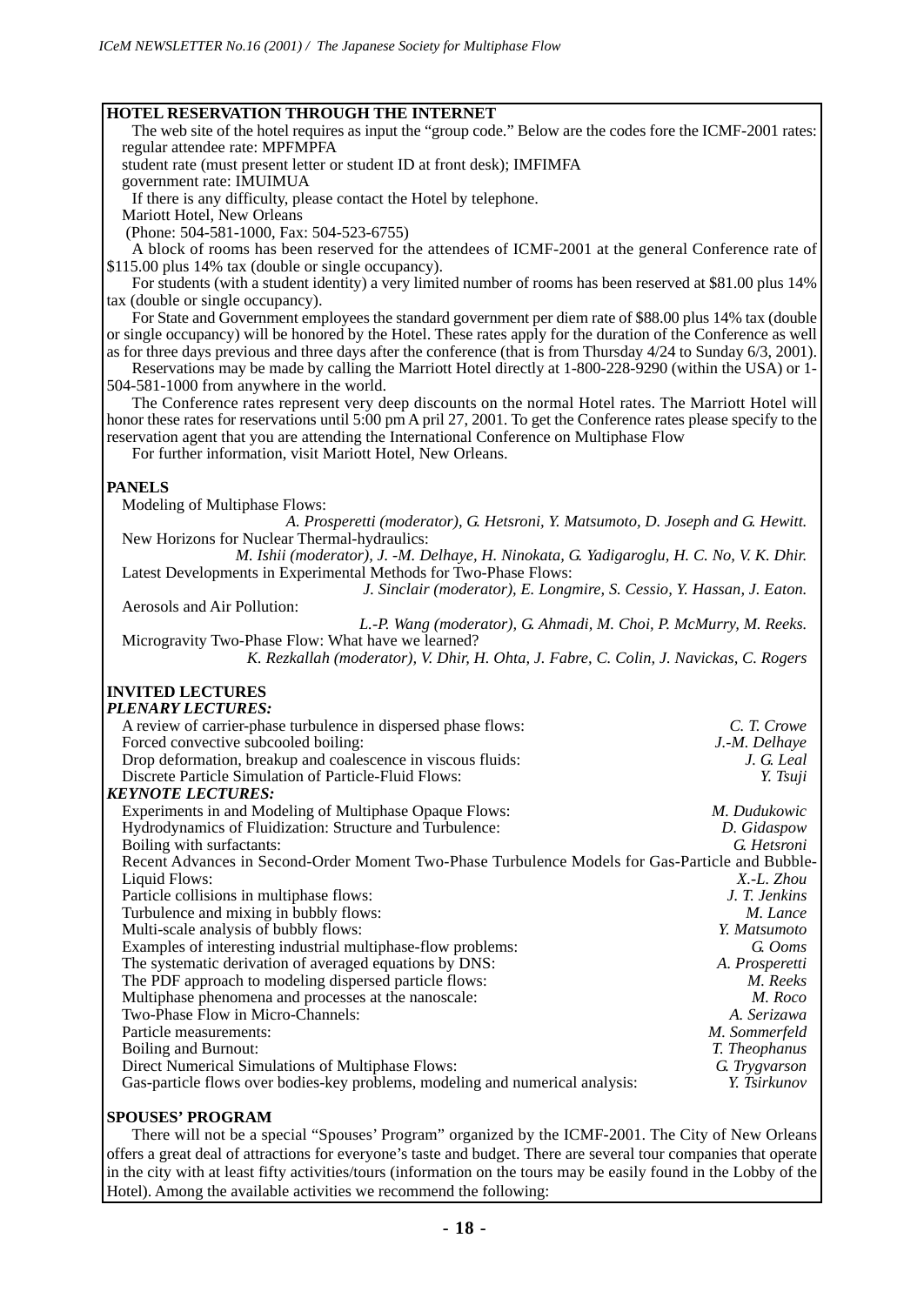**HOTEL RESERVATION THROUGH THE INTERNET**

The web site of the hotel requires as input the "group code." Below are the codes fore the ICMF-2001 rates:
regular attendee rate: MPFMPFA
student rate (must present letter or student ID at front desk); IMFIMFA
government rate: IMUIMUA
If there is any difficulty, please contact the Hotel by telephone.
Mariott Hotel, New Orleans
(Phone: 504-581-1000, Fax: 504-523-6755)

A block of rooms has been reserved for the attendees of ICMF-2001 at the general Conference rate of $115.00 plus 14% tax (double or single occupancy).

For students (with a student identity) a very limited number of rooms has been reserved at $81.00 plus 14% tax (double or single occupancy).

For State and Government employees the standard government per diem rate of $88.00 plus 14% tax (double or single occupancy) will be honored by the Hotel. These rates apply for the duration of the Conference as well as for three days previous and three days after the conference (that is from Thursday 4/24 to Sunday 6/3, 2001).

Reservations may be made by calling the Marriott Hotel directly at 1-800-228-9290 (within the USA) or 1-504-581-1000 from anywhere in the world.

The Conference rates represent very deep discounts on the normal Hotel rates. The Marriott Hotel will honor these rates for reservations until 5:00 pm A pril 27, 2001. To get the Conference rates please specify to the reservation agent that you are attending the International Conference on Multiphase Flow

For further information, visit Mariott Hotel, New Orleans.

**PANELS**

Modeling of Multiphase Flows:
*A. Prosperetti (moderator), G. Hetsroni, Y. Matsumoto, D. Joseph and G. Hewitt.*

New Horizons for Nuclear Thermal-hydraulics:
*M. Ishii (moderator), J. -M. Delhaye, H. Ninokata, G. Yadigaroglu, H. C. No, V. K. Dhir.*

Latest Developments in Experimental Methods for Two-Phase Flows:
*J. Sinclair (moderator), E. Longmire, S. Cessio, Y. Hassan, J. Eaton.*

Aerosols and Air Pollution:
*L.-P. Wang (moderator), G. Ahmadi, M. Choi, P. McMurry, M. Reeks.*

Microgravity Two-Phase Flow: What have we learned?
*K. Rezkallah (moderator), V. Dhir, H. Ohta, J. Fabre, C. Colin, J. Navickas, C. Rogers*

**INVITED LECTURES**

***PLENARY LECTURES:***

A review of carrier-phase turbulence in dispersed phase flows: *C. T. Crowe*
Forced convective subcooled boiling: *J.-M. Delhaye*
Drop deformation, breakup and coalescence in viscous fluids: *J. G. Leal*
Discrete Particle Simulation of Particle-Fluid Flows: *Y. Tsuji*

***KEYNOTE LECTURES:***

Experiments in and Modeling of Multiphase Opaque Flows: *M. Dudukowic*
Hydrodynamics of Fluidization: Structure and Turbulence: *D. Gidaspow*
Boiling with surfactants: *G. Hetsroni*
Recent Advances in Second-Order Moment Two-Phase Turbulence Models for Gas-Particle and Bubble-Liquid Flows: *X.-L. Zhou*
Particle collisions in multiphase flows: *J. T. Jenkins*
Turbulence and mixing in bubbly flows: *M. Lance*
Multi-scale analysis of bubbly flows: *Y. Matsumoto*
Examples of interesting industrial multiphase-flow problems: *G. Ooms*
The systematic derivation of averaged equations by DNS: *A. Prosperetti*
The PDF approach to modeling dispersed particle flows: *M. Reeks*
Multiphase phenomena and processes at the nanoscale: *M. Roco*
Two-Phase Flow in Micro-Channels: *A. Serizawa*
Particle measurements: *M. Sommerfeld*
Boiling and Burnout: *T. Theophanus*
Direct Numerical Simulations of Multiphase Flows: *G. Trygvarson*
Gas-particle flows over bodies-key problems, modeling and numerical analysis: *Y. Tsirkunov*

**SPOUSES' PROGRAM**

There will not be a special "Spouses' Program" organized by the ICMF-2001. The City of New Orleans offers a great deal of attractions for everyone's taste and budget. There are several tour companies that operate in the city with at least fifty activities/tours (information on the tours may be easily found in the Lobby of the Hotel). Among the available activities we recommend the following: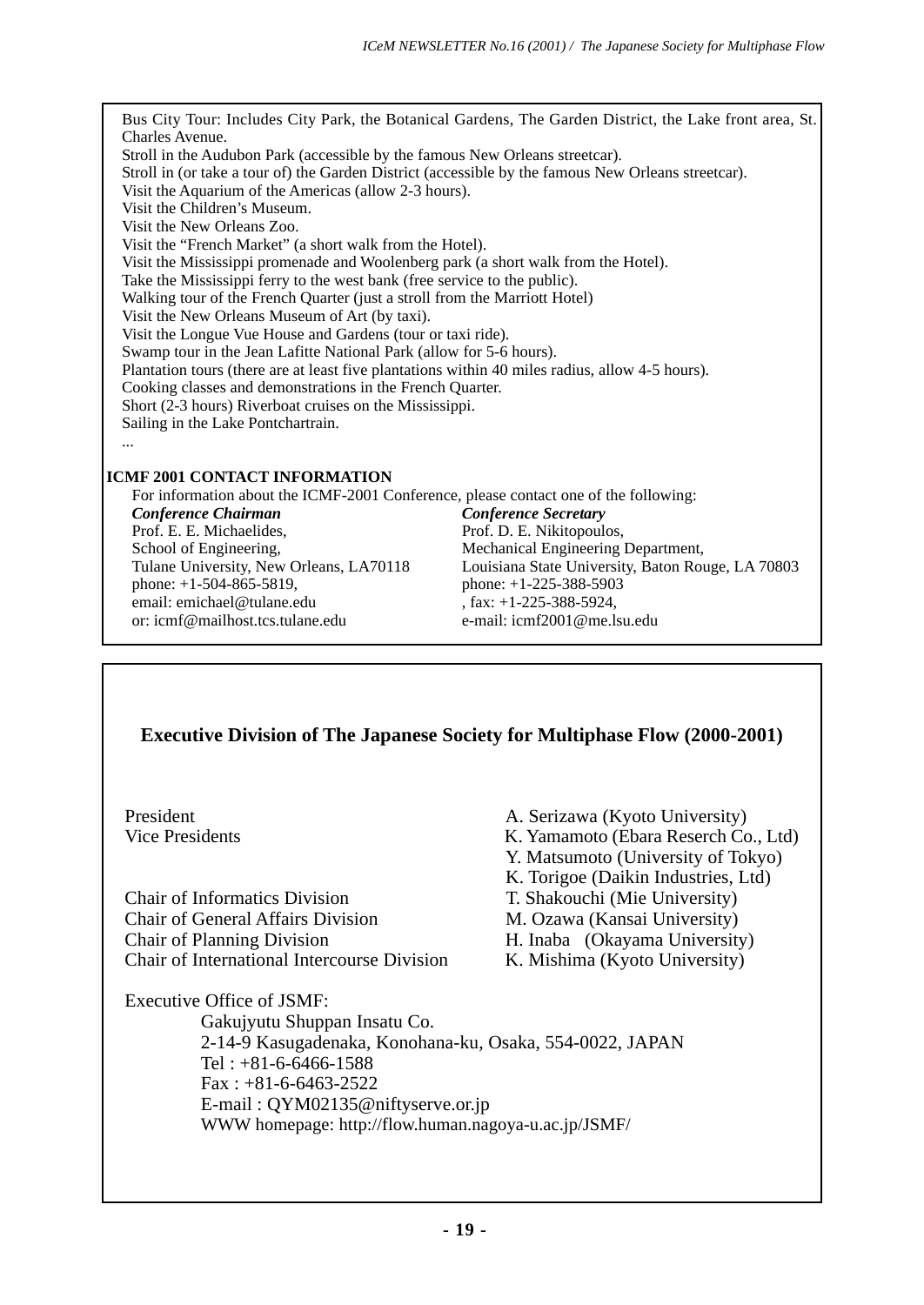Bus City Tour: Includes City Park, the Botanical Gardens, The Garden District, the Lake front area, St. Charles Avenue.
Stroll in the Audubon Park (accessible by the famous New Orleans streetcar).
Stroll in (or take a tour of) the Garden District (accessible by the famous New Orleans streetcar).
Visit the Aquarium of the Americas (allow 2-3 hours).
Visit the Children's Museum.
Visit the New Orleans Zoo.
Visit the "French Market" (a short walk from the Hotel).
Visit the Mississippi promenade and Woolenberg park (a short walk from the Hotel).
Take the Mississippi ferry to the west bank (free service to the public).
Walking tour of the French Quarter (just a stroll from the Marriott Hotel)
Visit the New Orleans Museum of Art (by taxi).
Visit the Longue Vue House and Gardens (tour or taxi ride).
Swamp tour in the Jean Lafitte National Park (allow for 5-6 hours).
Plantation tours (there are at least five plantations within 40 miles radius, allow 4-5 hours).
Cooking classes and demonstrations in the French Quarter.
Short (2-3 hours) Riverboat cruises on the Mississippi.
Sailing in the Lake Pontchartrain.
...

**ICMF 2001 CONTACT INFORMATION**

For information about the ICMF-2001 Conference, please contact one of the following:

***Conference Chairman***
Prof. E. E. Michaelides,
School of Engineering,
Tulane University, New Orleans, LA70118
phone: +1-504-865-5819,
email: emichael@tulane.edu
or: icmf@mailhost.tcs.tulane.edu

***Conference Secretary***
Prof. D. E. Nikitopoulos,
Mechanical Engineering Department,
Louisiana State University, Baton Rouge, LA 70803
phone: +1-225-388-5903
, fax: +1-225-388-5924,
e-mail: icmf2001@me.lsu.edu

## Executive Division of The Japanese Society for Multiphase Flow (2000-2001)

| | |
|---|---|
| President | A. Serizawa (Kyoto University) |
| Vice Presidents | K. Yamamoto (Ebara Reserch Co., Ltd) |
| | Y. Matsumoto (University of Tokyo) |
| | K. Torigoe (Daikin Industries, Ltd) |
| Chair of Informatics Division | T. Shakouchi (Mie University) |
| Chair of General Affairs Division | M. Ozawa (Kansai University) |
| Chair of Planning Division | H. Inaba (Okayama University) |
| Chair of International Intercourse Division | K. Mishima (Kyoto University) |

Executive Office of JSMF:

Gakujyutu Shuppan Insatu Co.
2-14-9 Kasugadenaka, Konohana-ku, Osaka, 554-0022, JAPAN
Tel : +81-6-6466-1588
Fax : +81-6-6463-2522
E-mail : QYM02135@niftyserve.or.jp
WWW homepage: http://flow.human.nagoya-u.ac.jp/JSMF/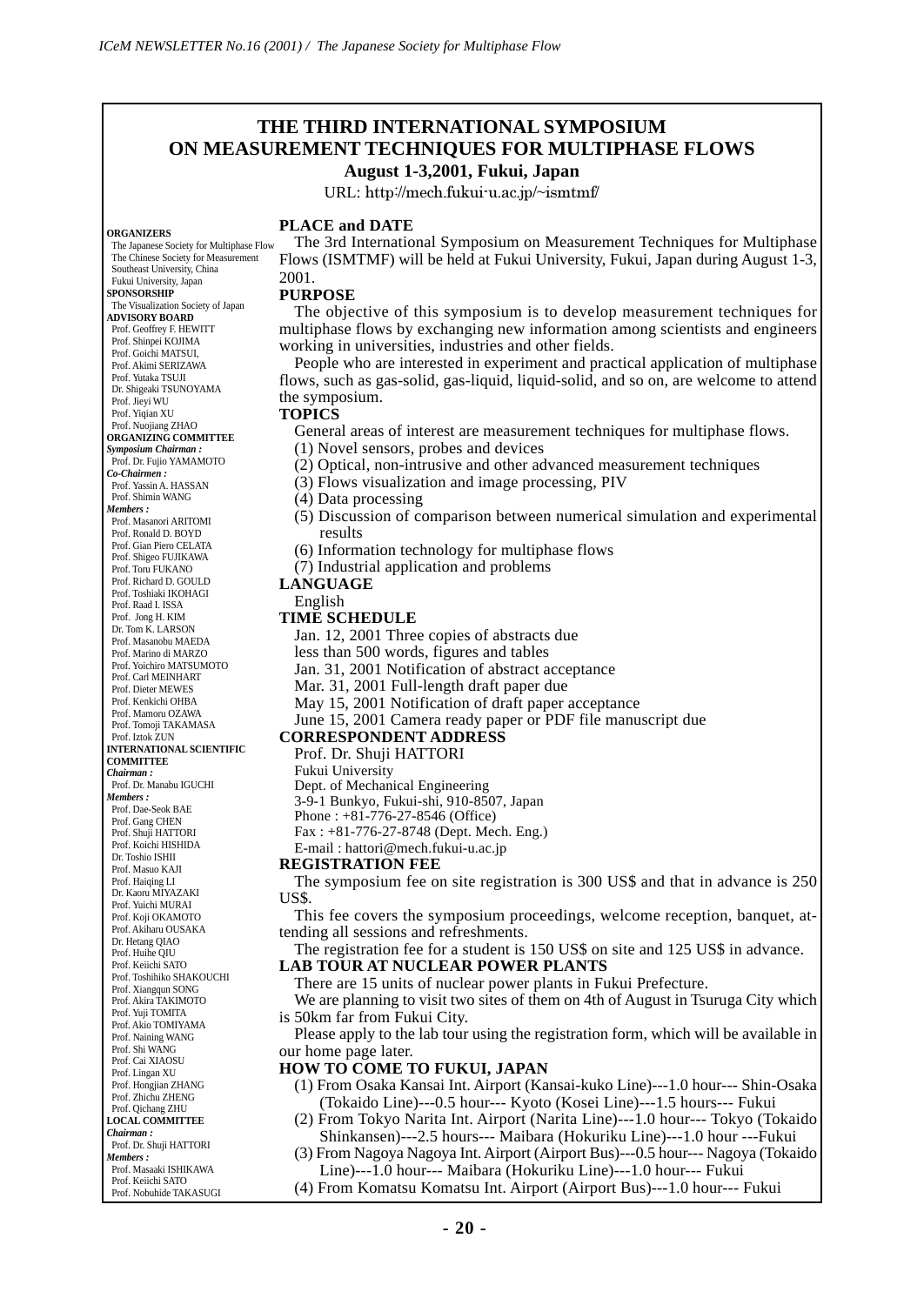# THE THIRD INTERNATIONAL SYMPOSIUM ON MEASUREMENT TECHNIQUES FOR MULTIPHASE FLOWS

**August 1-3,2001, Fukui, Japan**

URL: http://mech.fukui-u.ac.jp/~ismtmf/

**ORGANIZERS**
The Japanese Society for Multiphase Flow
The Chinese Society for Measurement
Southeast University, China
Fukui University, Japan

**SPONSORSHIP**
The Visualization Society of Japan

**ADVISORY BOARD**
Prof. Geoffrey F. HEWITT
Prof. Shinpei KOJIMA
Prof. Goichi MATSUI,
Prof. Akimi SERIZAWA
Prof. Yutaka TSUJI
Dr. Shigeaki TSUNOYAMA
Prof. Jieyi WU
Prof. Yiqian XU
Prof. Nuojiang ZHAO

**ORGANIZING COMMITTEE**
*Symposium Chairman :*
Prof. Dr. Fujio YAMAMOTO
*Co-Chairmen :*
Prof. Yassin A. HASSAN
Prof. Shimin WANG
*Members :*
Prof. Masanori ARITOMI
Prof. Ronald D. BOYD
Prof. Gian Piero CELATA
Prof. Shigeo FUJIKAWA
Prof. Toru FUKANO
Prof. Richard D. GOULD
Prof. Toshiaki IKOHAGI
Prof. Raad I. ISSA
Prof. Jong H. KIM
Dr. Tom K. LARSON
Prof. Masanobu MAEDA
Prof. Marino di MARZO
Prof. Yoichiro MATSUMOTO
Prof. Carl MEINHART
Prof. Dieter MEWES
Prof. Kenkichi OHBA
Prof. Mamoru OZAWA
Prof. Tomoji TAKAMASA
Prof. Iztok ZUN

**INTERNATIONAL SCIENTIFIC COMMITTEE**
*Chairman :*
Prof. Dr. Manabu IGUCHI
*Members :*
Prof. Dae-Seok BAE
Prof. Gang CHEN
Prof. Shuji HATTORI
Prof. Koichi HISHIDA
Dr. Toshio ISHII
Prof. Masuo KAJI
Prof. Haiqing LI
Dr. Kaoru MIYAZAKI
Prof. Yuichi MURAI
Prof. Koji OKAMOTO
Prof. Akiharu OUSAKA
Dr. Hetang QIAO
Prof. Huihe QIU
Prof. Keiichi SATO
Prof. Toshihiko SHAKOUCHI
Prof. Xiangqun SONG
Prof. Akira TAKIMOTO
Prof. Yuji TOMITA
Prof. Akio TOMIYAMA
Prof. Naining WANG
Prof. Shi WANG
Prof. Cai XIAOSU
Prof. Lingan XU
Prof. Hongjian ZHANG
Prof. Zhichu ZHENG
Prof. Qichang ZHU

**LOCAL COMMITTEE**
*Chairman :*
Prof. Dr. Shuji HATTORI
*Members :*
Prof. Masaaki ISHIKAWA
Prof. Keiichi SATO
Prof. Nobuhide TAKASUGI

**PLACE and DATE**

The 3rd International Symposium on Measurement Techniques for Multiphase Flows (ISMTMF) will be held at Fukui University, Fukui, Japan during August 1-3, 2001.

**PURPOSE**

The objective of this symposium is to develop measurement techniques for multiphase flows by exchanging new information among scientists and engineers working in universities, industries and other fields.

People who are interested in experiment and practical application of multiphase flows, such as gas-solid, gas-liquid, liquid-solid, and so on, are welcome to attend the symposium.

**TOPICS**

General areas of interest are measurement techniques for multiphase flows.

(1) Novel sensors, probes and devices
(2) Optical, non-intrusive and other advanced measurement techniques
(3) Flows visualization and image processing, PIV
(4) Data processing
(5) Discussion of comparison between numerical simulation and experimental results
(6) Information technology for multiphase flows
(7) Industrial application and problems

**LANGUAGE**

English

**TIME SCHEDULE**

Jan. 12, 2001 Three copies of abstracts due
less than 500 words, figures and tables
Jan. 31, 2001 Notification of abstract acceptance
Mar. 31, 2001 Full-length draft paper due
May 15, 2001 Notification of draft paper acceptance
June 15, 2001 Camera ready paper or PDF file manuscript due

**CORRESPONDENT ADDRESS**

Prof. Dr. Shuji HATTORI
Fukui University
Dept. of Mechanical Engineering
3-9-1 Bunkyo, Fukui-shi, 910-8507, Japan
Phone : +81-776-27-8546 (Office)
Fax : +81-776-27-8748 (Dept. Mech. Eng.)
E-mail : hattori@mech.fukui-u.ac.jp

**REGISTRATION FEE**

The symposium fee on site registration is 300 US$ and that in advance is 250 US$.

This fee covers the symposium proceedings, welcome reception, banquet, attending all sessions and refreshments.

The registration fee for a student is 150 US$ on site and 125 US$ in advance.

**LAB TOUR AT NUCLEAR POWER PLANTS**

There are 15 units of nuclear power plants in Fukui Prefecture.

We are planning to visit two sites of them on 4th of August in Tsuruga City which is 50km far from Fukui City.

Please apply to the lab tour using the registration form, which will be available in our home page later.

**HOW TO COME TO FUKUI, JAPAN**

(1) From Osaka Kansai Int. Airport (Kansai-kuko Line)---1.0 hour--- Shin-Osaka (Tokaido Line)---0.5 hour--- Kyoto (Kosei Line)---1.5 hours--- Fukui
(2) From Tokyo Narita Int. Airport (Narita Line)---1.0 hour--- Tokyo (Tokaido Shinkansen)---2.5 hours--- Maibara (Hokuriku Line)---1.0 hour ---Fukui
(3) From Nagoya Nagoya Int. Airport (Airport Bus)---0.5 hour--- Nagoya (Tokaido Line)---1.0 hour--- Maibara (Hokuriku Line)---1.0 hour--- Fukui
(4) From Komatsu Komatsu Int. Airport (Airport Bus)---1.0 hour--- Fukui